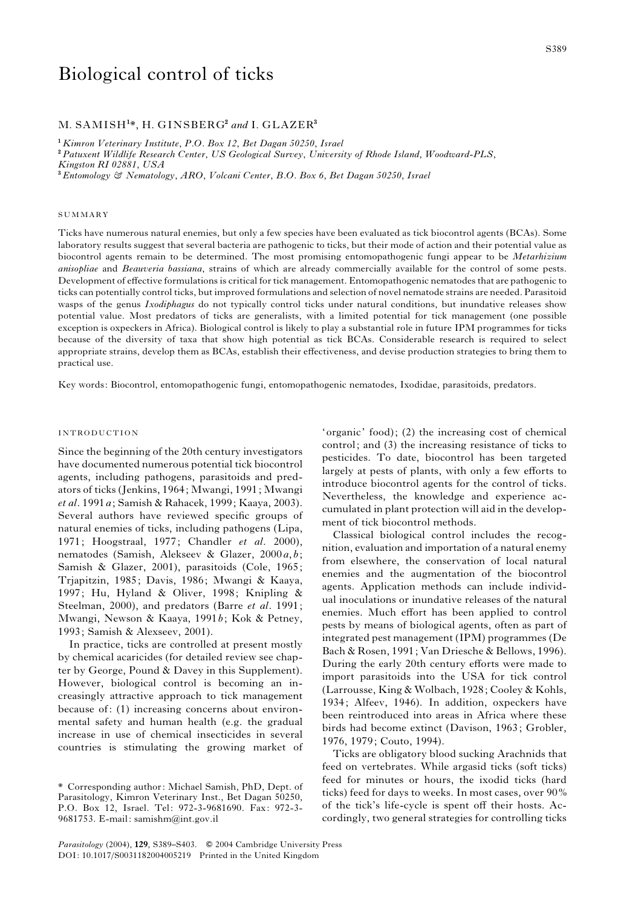# Biological control of ticks

M. SAMISH[1]*, H. GINSBERG[2] *and* I. GLAZER[3]

[1] *Kimron Veterinary Institute, P.O. Box 12, Bet Dagan 50250, Israel*
[2] *Patuxent Wildlife Research Center, US Geological Survey, University of Rhode Island, Woodward-PLS, Kingston RI 02881, USA*
[3] *Entomology & Nematology, ARO, Volcani Center, B.O. Box 6, Bet Dagan 50250, Israel*

## SUMMARY

Ticks have numerous natural enemies, but only a few species have been evaluated as tick biocontrol agents (BCAs). Some laboratory results suggest that several bacteria are pathogenic to ticks, but their mode of action and their potential value as biocontrol agents remain to be determined. The most promising entomopathogenic fungi appear to be *Metarhizium anisopliae* and *Beauveria bassiana*, strains of which are already commercially available for the control of some pests. Development of effective formulations is critical for tick management. Entomopathogenic nematodes that are pathogenic to ticks can potentially control ticks, but improved formulations and selection of novel nematode strains are needed. Parasitoid wasps of the genus *Ixodiphagus* do not typically control ticks under natural conditions, but inundative releases show potential value. Most predators of ticks are generalists, with a limited potential for tick management (one possible exception is oxpeckers in Africa). Biological control is likely to play a substantial role in future IPM programmes for ticks because of the diversity of taxa that show high potential as tick BCAs. Considerable research is required to select appropriate strains, develop them as BCAs, establish their effectiveness, and devise production strategies to bring them to practical use.

Key words: Biocontrol, entomopathogenic fungi, entomopathogenic nematodes, Ixodidae, parasitoids, predators.

## INTRODUCTION

Since the beginning of the 20th century investigators have documented numerous potential tick biocontrol agents, including pathogens, parasitoids and predators of ticks (Jenkins, 1964; Mwangi, 1991; Mwangi *et al*. 1991*a*; Samish & Rahacek, 1999; Kaaya, 2003). Several authors have reviewed specific groups of natural enemies of ticks, including pathogens (Lipa, 1971; Hoogstraal, 1977; Chandler *et al*. 2000), nematodes (Samish, Alekseev & Glazer, 2000*a*, *b*; Samish & Glazer, 2001), parasitoids (Cole, 1965; Trjapitzin, 1985; Davis, 1986; Mwangi & Kaaya, 1997; Hu, Hyland & Oliver, 1998; Knipling & Steelman, 2000), and predators (Barre *et al*. 1991; Mwangi, Newson & Kaaya, 1991*b*; Kok & Petney, 1993; Samish & Alexseev, 2001).

In practice, ticks are controlled at present mostly by chemical acaricides (for detailed review see chapter by George, Pound & Davey in this Supplement). However, biological control is becoming an increasingly attractive approach to tick management because of: (1) increasing concerns about environmental safety and human health (e.g. the gradual increase in use of chemical insecticides in several countries is stimulating the growing market of 'organic' food); (2) the increasing cost of chemical control; and (3) the increasing resistance of ticks to pesticides. To date, biocontrol has been targeted largely at pests of plants, with only a few efforts to introduce biocontrol agents for the control of ticks. Nevertheless, the knowledge and experience accumulated in plant protection will aid in the development of tick biocontrol methods.

Classical biological control includes the recognition, evaluation and importation of a natural enemy from elsewhere, the conservation of local natural enemies and the augmentation of the biocontrol agents. Application methods can include individual inoculations or inundative releases of the natural enemies. Much effort has been applied to control pests by means of biological agents, often as part of integrated pest management (IPM) programmes (De Bach & Rosen, 1991; Van Driesche & Bellows, 1996). During the early 20th century efforts were made to import parasitoids into the USA for tick control (Larrousse, King & Wolbach, 1928; Cooley & Kohls, 1934; Alfeev, 1946). In addition, oxpeckers have been reintroduced into areas in Africa where these birds had become extinct (Davison, 1963; Grobler, 1976, 1979; Couto, 1994).

Ticks are obligatory blood sucking Arachnids that feed on vertebrates. While argasid ticks (soft ticks) feed for minutes or hours, the ixodid ticks (hard ticks) feed for days to weeks. In most cases, over 90% of the tick's life-cycle is spent off their hosts. Accordingly, two general strategies for controlling ticks

\* Corresponding author: Michael Samish, PhD, Dept. of Parasitology, Kimron Veterinary Inst., Bet Dagan 50250, P.O. Box 12, Israel. Tel: 972-3-9681690. Fax: 972-3-9681753. E-mail: samishm@int.gov.il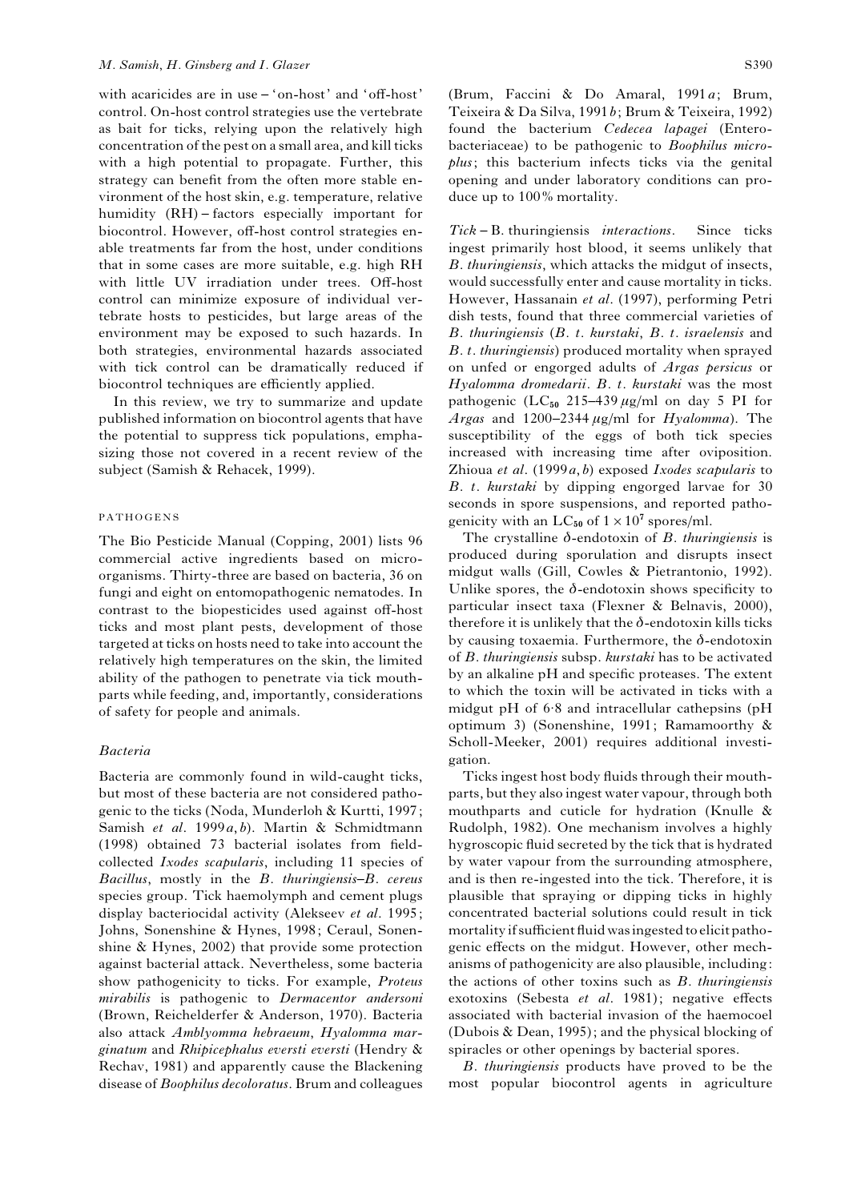with acaricides are in use – 'on-host' and 'off-host' control. On-host control strategies use the vertebrate as bait for ticks, relying upon the relatively high concentration of the pest on a small area, and kill ticks with a high potential to propagate. Further, this strategy can benefit from the often more stable environment of the host skin, e.g. temperature, relative humidity (RH) – factors especially important for biocontrol. However, off-host control strategies enable treatments far from the host, under conditions that in some cases are more suitable, e.g. high RH with little UV irradiation under trees. Off-host control can minimize exposure of individual vertebrate hosts to pesticides, but large areas of the environment may be exposed to such hazards. In both strategies, environmental hazards associated with tick control can be dramatically reduced if biocontrol techniques are efficiently applied.

In this review, we try to summarize and update published information on biocontrol agents that have the potential to suppress tick populations, emphasizing those not covered in a recent review of the subject (Samish & Rehacek, 1999).

## PATHOGENS

The Bio Pesticide Manual (Copping, 2001) lists 96 commercial active ingredients based on microorganisms. Thirty-three are based on bacteria, 36 on fungi and eight on entomopathogenic nematodes. In contrast to the biopesticides used against off-host ticks and most plant pests, development of those targeted at ticks on hosts need to take into account the relatively high temperatures on the skin, the limited ability of the pathogen to penetrate via tick mouthparts while feeding, and, importantly, considerations of safety for people and animals.

### *Bacteria*

Bacteria are commonly found in wild-caught ticks, but most of these bacteria are not considered pathogenic to the ticks (Noda, Munderloh & Kurtti, 1997; Samish *et al*. 1999*a*, *b*). Martin & Schmidtmann (1998) obtained 73 bacterial isolates from field-collected *Ixodes scapularis*, including 11 species of *Bacillus*, mostly in the *B. thuringiensis*–*B. cereus* species group. Tick haemolymph and cement plugs display bacteriocidal activity (Alekseev *et al*. 1995; Johns, Sonenshine & Hynes, 1998; Ceraul, Sonenshine & Hynes, 2002) that provide some protection against bacterial attack. Nevertheless, some bacteria show pathogenicity to ticks. For example, *Proteus mirabilis* is pathogenic to *Dermacentor andersoni* (Brown, Reichelderfer & Anderson, 1970). Bacteria also attack *Amblyomma hebraeum*, *Hyalomma marginatum* and *Rhipicephalus eversti eversti* (Hendry & Rechav, 1981) and apparently cause the Blackening disease of *Boophilus decoloratus*. Brum and colleagues (Brum, Faccini & Do Amaral, 1991*a*; Brum, Teixeira & Da Silva, 1991*b*; Brum & Teixeira, 1992) found the bacterium *Cedecea lapagei* (Enterobacteriaceae) to be pathogenic to *Boophilus microplus*; this bacterium infects ticks via the genital opening and under laboratory conditions can produce up to 100% mortality.

*Tick* – B. thuringiensis *interactions*. Since ticks ingest primarily host blood, it seems unlikely that *B. thuringiensis*, which attacks the midgut of insects, would successfully enter and cause mortality in ticks. However, Hassanain *et al*. (1997), performing Petri dish tests, found that three commercial varieties of *B. thuringiensis* (*B. t. kurstaki*, *B. t. israelensis* and *B. t. thuringiensis*) produced mortality when sprayed on unfed or engorged adults of *Argas persicus* or *Hyalomma dromedarii*. *B. t. kurstaki* was the most pathogenic ($LC_{50}$ 215–439 $\mu$g/ml on day 5 PI for *Argas* and 1200–2344 $\mu$g/ml for *Hyalomma*). The susceptibility of the eggs of both tick species increased with increasing time after oviposition. Zhioua *et al*. (1999*a*, *b*) exposed *Ixodes scapularis* to *B. t. kurstaki* by dipping engorged larvae for 30 seconds in spore suspensions, and reported pathogenicity with an $LC_{50}$ of $1 \times 10^7$ spores/ml.

The crystalline $\delta$-endotoxin of *B. thuringiensis* is produced during sporulation and disrupts insect midgut walls (Gill, Cowles & Pietrantonio, 1992). Unlike spores, the $\delta$-endotoxin shows specificity to particular insect taxa (Flexner & Belnavis, 2000), therefore it is unlikely that the $\delta$-endotoxin kills ticks by causing toxaemia. Furthermore, the $\delta$-endotoxin of *B. thuringiensis* subsp. *kurstaki* has to be activated by an alkaline pH and specific proteases. The extent to which the toxin will be activated in ticks with a midgut pH of 6·8 and intracellular cathepsins (pH optimum 3) (Sonenshine, 1991; Ramamoorthy & Scholl-Meeker, 2001) requires additional investigation.

Ticks ingest host body fluids through their mouthparts, but they also ingest water vapour, through both mouthparts and cuticle for hydration (Knulle & Rudolph, 1982). One mechanism involves a highly hygroscopic fluid secreted by the tick that is hydrated by water vapour from the surrounding atmosphere, and is then re-ingested into the tick. Therefore, it is plausible that spraying or dipping ticks in highly concentrated bacterial solutions could result in tick mortality if sufficient fluid was ingested to elicit pathogenic effects on the midgut. However, other mechanisms of pathogenicity are also plausible, including: the actions of other toxins such as *B. thuringiensis* exotoxins (Sebesta *et al*. 1981); negative effects associated with bacterial invasion of the haemocoel (Dubois & Dean, 1995); and the physical blocking of spiracles or other openings by bacterial spores.

*B. thuringiensis* products have proved to be the most popular biocontrol agents in agriculture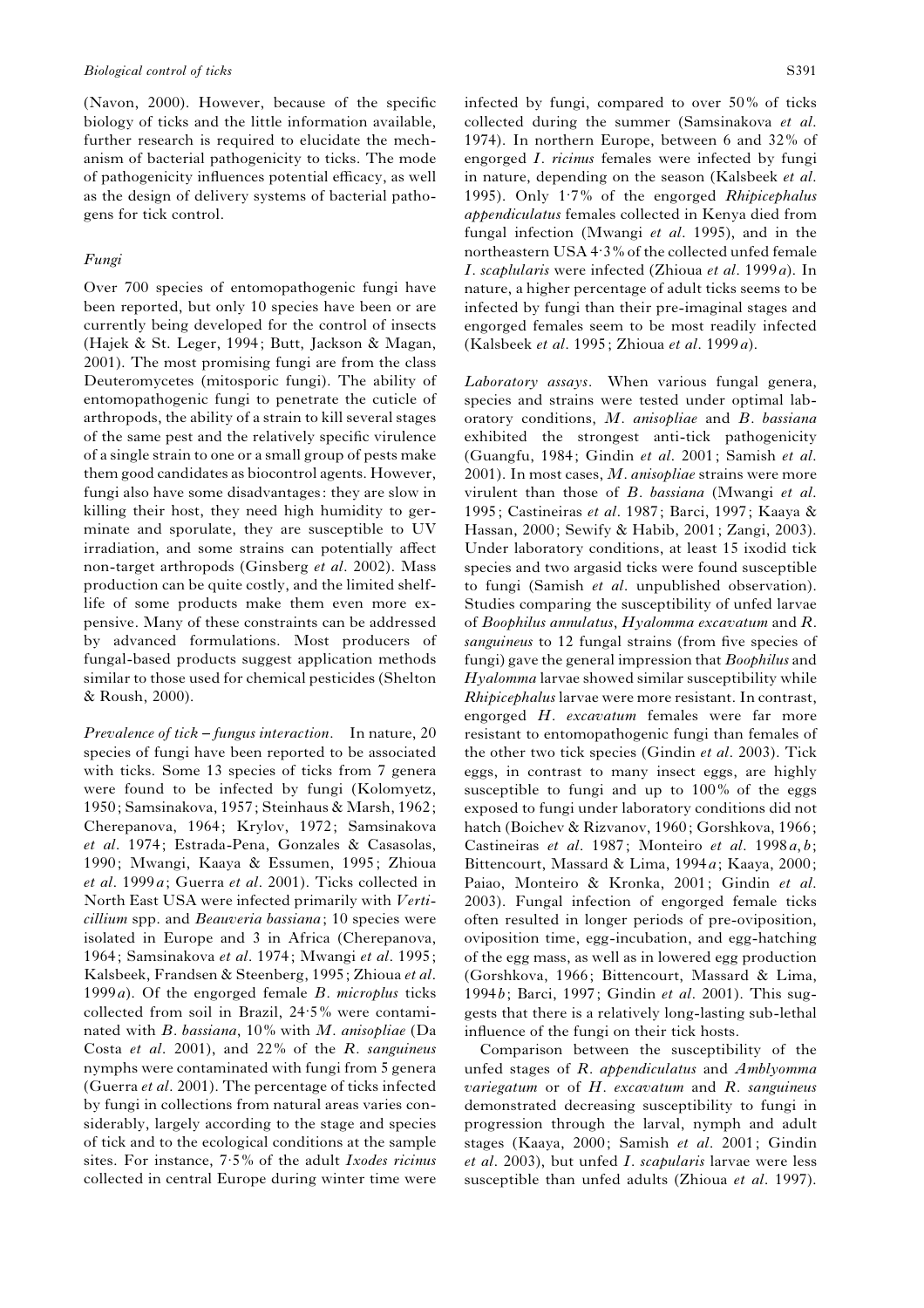(Navon, 2000). However, because of the specific biology of ticks and the little information available, further research is required to elucidate the mechanism of bacterial pathogenicity to ticks. The mode of pathogenicity influences potential efficacy, as well as the design of delivery systems of bacterial pathogens for tick control.

### *Fungi*

Over 700 species of entomopathogenic fungi have been reported, but only 10 species have been or are currently being developed for the control of insects (Hajek & St. Leger, 1994; Butt, Jackson & Magan, 2001). The most promising fungi are from the class Deuteromycetes (mitosporic fungi). The ability of entomopathogenic fungi to penetrate the cuticle of arthropods, the ability of a strain to kill several stages of the same pest and the relatively specific virulence of a single strain to one or a small group of pests make them good candidates as biocontrol agents. However, fungi also have some disadvantages: they are slow in killing their host, they need high humidity to germinate and sporulate, they are susceptible to UV irradiation, and some strains can potentially affect non-target arthropods (Ginsberg *et al.* 2002). Mass production can be quite costly, and the limited shelf-life of some products make them even more expensive. Many of these constraints can be addressed by advanced formulations. Most producers of fungal-based products suggest application methods similar to those used for chemical pesticides (Shelton & Roush, 2000).

*Prevalence of tick – fungus interaction.* In nature, 20 species of fungi have been reported to be associated with ticks. Some 13 species of ticks from 7 genera were found to be infected by fungi (Kolomyetz, 1950; Samsinakova, 1957; Steinhaus & Marsh, 1962; Cherepanova, 1964; Krylov, 1972; Samsinakova *et al.* 1974; Estrada-Pena, Gonzales & Casasolas, 1990; Mwangi, Kaaya & Essumen, 1995; Zhioua *et al.* 1999*a*; Guerra *et al.* 2001). Ticks collected in North East USA were infected primarily with *Verticillium* spp. and *Beauveria bassiana*; 10 species were isolated in Europe and 3 in Africa (Cherepanova, 1964; Samsinakova *et al.* 1974; Mwangi *et al.* 1995; Kalsbeek, Frandsen & Steenberg, 1995; Zhioua *et al.* 1999*a*). Of the engorged female *B. microplus* ticks collected from soil in Brazil, 24·5% were contaminated with *B. bassiana*, 10% with *M. anisopliae* (Da Costa *et al.* 2001), and 22% of the *R. sanguineus* nymphs were contaminated with fungi from 5 genera (Guerra *et al.* 2001). The percentage of ticks infected by fungi in collections from natural areas varies considerably, largely according to the stage and species of tick and to the ecological conditions at the sample sites. For instance, 7·5% of the adult *Ixodes ricinus* collected in central Europe during winter time were infected by fungi, compared to over 50% of ticks collected during the summer (Samsinakova *et al.* 1974). In northern Europe, between 6 and 32% of engorged *I. ricinus* females were infected by fungi in nature, depending on the season (Kalsbeek *et al.* 1995). Only 1·7% of the engorged *Rhipicephalus appendiculatus* females collected in Kenya died from fungal infection (Mwangi *et al.* 1995), and in the northeastern USA 4·3% of the collected unfed female *I. scaplularis* were infected (Zhioua *et al.* 1999*a*). In nature, a higher percentage of adult ticks seems to be infected by fungi than their pre-imaginal stages and engorged females seem to be most readily infected (Kalsbeek *et al.* 1995; Zhioua *et al.* 1999*a*).

*Laboratory assays.* When various fungal genera, species and strains were tested under optimal laboratory conditions, *M. anisopliae* and *B. bassiana* exhibited the strongest anti-tick pathogenicity (Guangfu, 1984; Gindin *et al.* 2001; Samish *et al.* 2001). In most cases, *M. anisopliae* strains were more virulent than those of *B. bassiana* (Mwangi *et al.* 1995; Castineiras *et al.* 1987; Barci, 1997; Kaaya & Hassan, 2000; Sewify & Habib, 2001; Zangi, 2003). Under laboratory conditions, at least 15 ixodid tick species and two argasid ticks were found susceptible to fungi (Samish *et al.* unpublished observation). Studies comparing the susceptibility of unfed larvae of *Boophilus annulatus*, *Hyalomma excavatum* and *R. sanguineus* to 12 fungal strains (from five species of fungi) gave the general impression that *Boophilus* and *Hyalomma* larvae showed similar susceptibility while *Rhipicephalus* larvae were more resistant. In contrast, engorged *H. excavatum* females were far more resistant to entomopathogenic fungi than females of the other two tick species (Gindin *et al.* 2003). Tick eggs, in contrast to many insect eggs, are highly susceptible to fungi and up to 100% of the eggs exposed to fungi under laboratory conditions did not hatch (Boichev & Rizvanov, 1960; Gorshkova, 1966; Castineiras *et al.* 1987; Monteiro *et al.* 1998*a*, *b*; Bittencourt, Massard & Lima, 1994*a*; Kaaya, 2000; Paiao, Monteiro & Kronka, 2001; Gindin *et al.* 2003). Fungal infection of engorged female ticks often resulted in longer periods of pre-oviposition, oviposition time, egg-incubation, and egg-hatching of the egg mass, as well as in lowered egg production (Gorshkova, 1966; Bittencourt, Massard & Lima, 1994*b*; Barci, 1997; Gindin *et al.* 2001). This suggests that there is a relatively long-lasting sub-lethal influence of the fungi on their tick hosts.

Comparison between the susceptibility of the unfed stages of *R. appendiculatus* and *Amblyomma variegatum* or of *H. excavatum* and *R. sanguineus* demonstrated decreasing susceptibility to fungi in progression through the larval, nymph and adult stages (Kaaya, 2000; Samish *et al.* 2001; Gindin *et al.* 2003), but unfed *I. scapularis* larvae were less susceptible than unfed adults (Zhioua *et al.* 1997).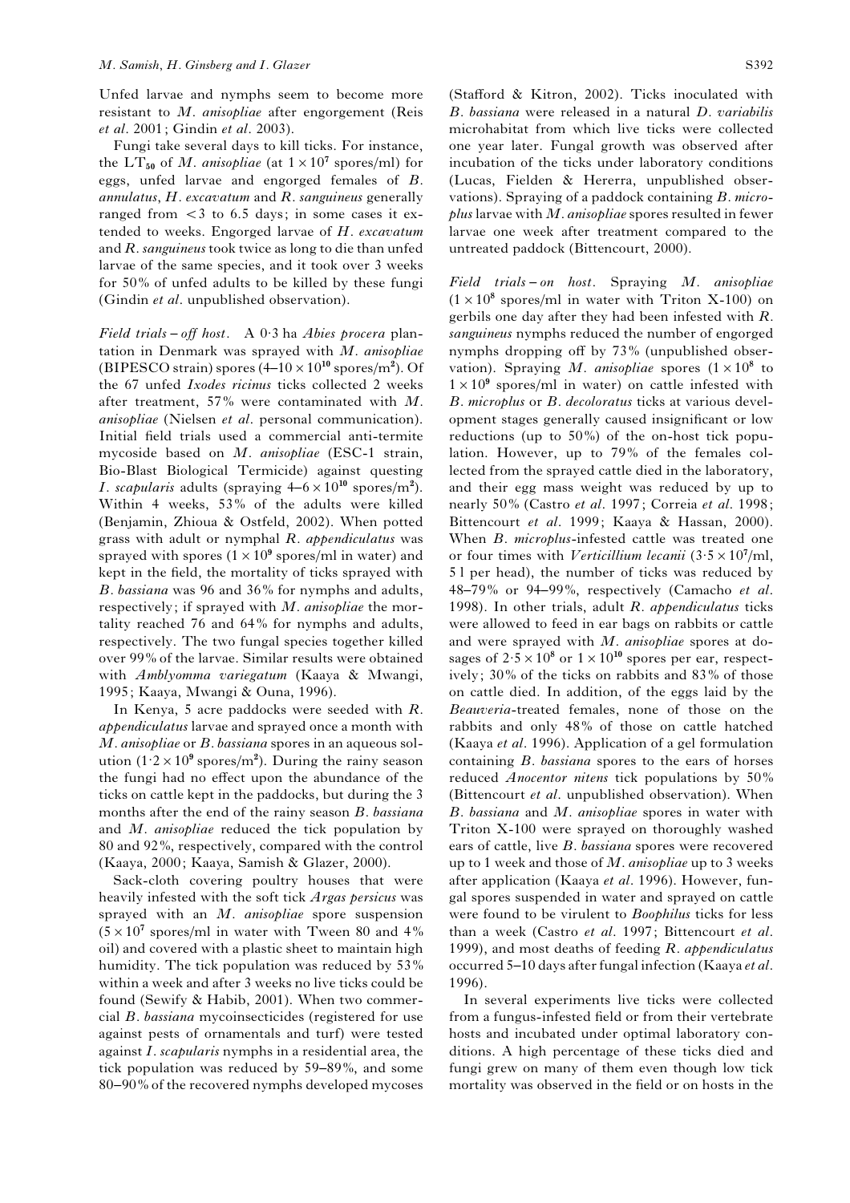Unfed larvae and nymphs seem to become more resistant to *M. anisopliae* after engorgement (Reis *et al.* 2001; Gindin *et al.* 2003).

Fungi take several days to kill ticks. For instance, the $LT_{50}$ of *M. anisopliae* (at $1 \times 10^7$ spores/ml) for eggs, unfed larvae and engorged females of *B. annulatus*, *H. excavatum* and *R. sanguineus* generally ranged from <3 to 6.5 days; in some cases it extended to weeks. Engorged larvae of *H. excavatum* and *R. sanguineus* took twice as long to die than unfed larvae of the same species, and it took over 3 weeks for 50% of unfed adults to be killed by these fungi (Gindin *et al.* unpublished observation).

*Field trials – off host.* A 0·3 ha *Abies procera* plantation in Denmark was sprayed with *M. anisopliae* (BIPESCO strain) spores ($4–10 \times 10^{10}$ spores/$m^2$). Of the 67 unfed *Ixodes ricinus* ticks collected 2 weeks after treatment, 57% were contaminated with *M. anisopliae* (Nielsen *et al.* personal communication). Initial field trials used a commercial anti-termite mycoside based on *M. anisopliae* (ESC-1 strain, Bio-Blast Biological Termicide) against questing *I. scapularis* adults (spraying $4–6 \times 10^{10}$ spores/$m^2$). Within 4 weeks, 53% of the adults were killed (Benjamin, Zhioua & Ostfeld, 2002). When potted grass with adult or nymphal *R. appendiculatus* was sprayed with spores ($1 \times 10^9$ spores/ml in water) and kept in the field, the mortality of ticks sprayed with *B. bassiana* was 96 and 36% for nymphs and adults, respectively; if sprayed with *M. anisopliae* the mortality reached 76 and 64% for nymphs and adults, respectively. The two fungal species together killed over 99% of the larvae. Similar results were obtained with *Amblyomma variegatum* (Kaaya & Mwangi, 1995; Kaaya, Mwangi & Ouna, 1996).

In Kenya, 5 acre paddocks were seeded with *R. appendiculatus* larvae and sprayed once a month with *M. anisopliae* or *B. bassiana* spores in an aqueous solution ($1{\cdot}2 \times 10^9$ spores/$m^2$). During the rainy season the fungi had no effect upon the abundance of the ticks on cattle kept in the paddocks, but during the 3 months after the end of the rainy season *B. bassiana* and *M. anisopliae* reduced the tick population by 80 and 92%, respectively, compared with the control (Kaaya, 2000; Kaaya, Samish & Glazer, 2000).

Sack-cloth covering poultry houses that were heavily infested with the soft tick *Argas persicus* was sprayed with an *M. anisopliae* spore suspension ($5 \times 10^7$ spores/ml in water with Tween 80 and 4% oil) and covered with a plastic sheet to maintain high humidity. The tick population was reduced by 53% within a week and after 3 weeks no live ticks could be found (Sewify & Habib, 2001). When two commercial *B. bassiana* mycoinsecticides (registered for use against pests of ornamentals and turf) were tested against *I. scapularis* nymphs in a residential area, the tick population was reduced by 59–89%, and some 80–90% of the recovered nymphs developed mycoses (Stafford & Kitron, 2002). Ticks inoculated with *B. bassiana* were released in a natural *D. variabilis* microhabitat from which live ticks were collected one year later. Fungal growth was observed after incubation of the ticks under laboratory conditions (Lucas, Fielden & Hererra, unpublished observations). Spraying of a paddock containing *B. microplus* larvae with *M. anisopliae* spores resulted in fewer larvae one week after treatment compared to the untreated paddock (Bittencourt, 2000).

*Field trials – on host.* Spraying *M. anisopliae* ($1 \times 10^8$ spores/ml in water with Triton X-100) on gerbils one day after they had been infested with *R. sanguineus* nymphs reduced the number of engorged nymphs dropping off by 73% (unpublished observation). Spraying *M. anisopliae* spores ($1 \times 10^8$ to $1 \times 10^9$ spores/ml in water) on cattle infested with *B. microplus* or *B. decoloratus* ticks at various development stages generally caused insignificant or low reductions (up to 50%) of the on-host tick population. However, up to 79% of the females collected from the sprayed cattle died in the laboratory, and their egg mass weight was reduced by up to nearly 50% (Castro *et al.* 1997; Correia *et al.* 1998; Bittencourt *et al.* 1999; Kaaya & Hassan, 2000). When *B. microplus*-infested cattle was treated one or four times with *Verticillium lecanii* ($3{\cdot}5 \times 10^7$/ml, 5 l per head), the number of ticks was reduced by 48–79% or 94–99%, respectively (Camacho *et al.* 1998). In other trials, adult *R. appendiculatus* ticks were allowed to feed in ear bags on rabbits or cattle and were sprayed with *M. anisopliae* spores at dosages of $2{\cdot}5 \times 10^8$ or $1 \times 10^{10}$ spores per ear, respectively; 30% of the ticks on rabbits and 83% of those on cattle died. In addition, of the eggs laid by the *Beauveria*-treated females, none of those on the rabbits and only 48% of those on cattle hatched (Kaaya *et al.* 1996). Application of a gel formulation containing *B. bassiana* spores to the ears of horses reduced *Anocentor nitens* tick populations by 50% (Bittencourt *et al.* unpublished observation). When *B. bassiana* and *M. anisopliae* spores in water with Triton X-100 were sprayed on thoroughly washed ears of cattle, live *B. bassiana* spores were recovered up to 1 week and those of *M. anisopliae* up to 3 weeks after application (Kaaya *et al.* 1996). However, fungal spores suspended in water and sprayed on cattle were found to be virulent to *Boophilus* ticks for less than a week (Castro *et al.* 1997; Bittencourt *et al.* 1999), and most deaths of feeding *R. appendiculatus* occurred 5–10 days after fungal infection (Kaaya *et al.* 1996).

In several experiments live ticks were collected from a fungus-infested field or from their vertebrate hosts and incubated under optimal laboratory conditions. A high percentage of these ticks died and fungi grew on many of them even though low tick mortality was observed in the field or on hosts in the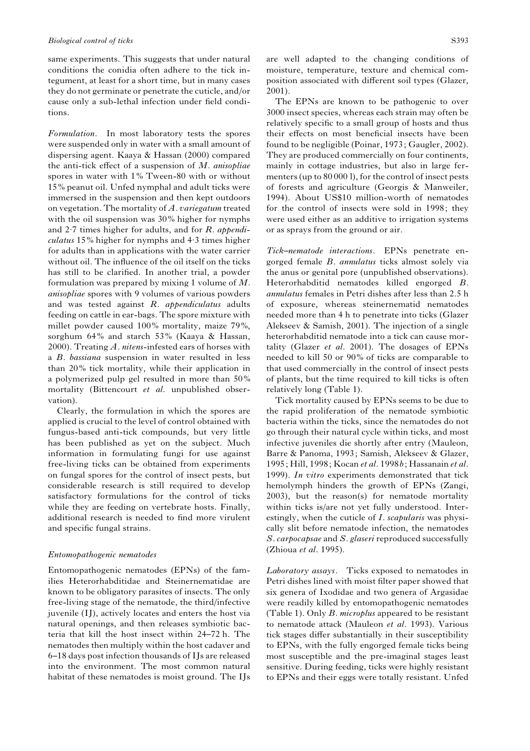same experiments. This suggests that under natural conditions the conidia often adhere to the tick integument, at least for a short time, but in many cases they do not germinate or penetrate the cuticle, and/or cause only a sub-lethal infection under field conditions.

*Formulation.* In most laboratory tests the spores were suspended only in water with a small amount of dispersing agent. Kaaya & Hassan (2000) compared the anti-tick effect of a suspension of *M. anisopliae* spores in water with 1% Tween-80 with or without 15% peanut oil. Unfed nymphal and adult ticks were immersed in the suspension and then kept outdoors on vegetation. The mortality of *A. variegatum* treated with the oil suspension was 30% higher for nymphs and 2·7 times higher for adults, and for *R. appendiculatus* 15% higher for nymphs and 4·3 times higher for adults than in applications with the water carrier without oil. The influence of the oil itself on the ticks has still to be clarified. In another trial, a powder formulation was prepared by mixing 1 volume of *M. anisopliae* spores with 9 volumes of various powders and was tested against *R. appendiculatus* adults feeding on cattle in ear-bags. The spore mixture with millet powder caused 100% mortality, maize 79%, sorghum 64% and starch 53% (Kaaya & Hassan, 2000). Treating *A. nitens*-infested ears of horses with a *B. bassiana* suspension in water resulted in less than 20% tick mortality, while their application in a polymerized pulp gel resulted in more than 50% mortality (Bittencourt *et al.* unpublished observation).

Clearly, the formulation in which the spores are applied is crucial to the level of control obtained with fungus-based anti-tick compounds, but very little has been published as yet on the subject. Much information in formulating fungi for use against free-living ticks can be obtained from experiments on fungal spores for the control of insect pests, but considerable research is still required to develop satisfactory formulations for the control of ticks while they are feeding on vertebrate hosts. Finally, additional research is needed to find more virulent and specific fungal strains.

### *Entomopathogenic nematodes*

Entomopathogenic nematodes (EPNs) of the families Heterorhabditidae and Steinernematidae are known to be obligatory parasites of insects. The only free-living stage of the nematode, the third/infective juvenile (IJ), actively locates and enters the host via natural openings, and then releases symbiotic bacteria that kill the host insect within 24–72 h. The nematodes then multiply within the host cadaver and 6–18 days post infection thousands of IJs are released into the environment. The most common natural habitat of these nematodes is moist ground. The IJs are well adapted to the changing conditions of moisture, temperature, texture and chemical composition associated with different soil types (Glazer, 2001).

The EPNs are known to be pathogenic to over 3000 insect species, whereas each strain may often be relatively specific to a small group of hosts and thus their effects on most beneficial insects have been found to be negligible (Poinar, 1973; Gaugler, 2002). They are produced commercially on four continents, mainly in cottage industries, but also in large fermenters (up to 80 000 l), for the control of insect pests of forests and agriculture (Georgis & Manweiler, 1994). About US$10 million-worth of nematodes for the control of insects were sold in 1998; they were used either as an additive to irrigation systems or as sprays from the ground or air.

*Tick–nematode interactions.* EPNs penetrate engorged female *B. annulatus* ticks almost solely via the anus or genital pore (unpublished observations). Heterorhabditid nematodes killed engorged *B. annulatus* females in Petri dishes after less than 2.5 h of exposure, whereas steinernematid nematodes needed more than 4 h to penetrate into ticks (Glazer Alekseev & Samish, 2001). The injection of a single heterorhabditid nematode into a tick can cause mortality (Glazer *et al.* 2001). The dosages of EPNs needed to kill 50 or 90% of ticks are comparable to that used commercially in the control of insect pests of plants, but the time required to kill ticks is often relatively long (Table 1).

Tick mortality caused by EPNs seems to be due to the rapid proliferation of the nematode symbiotic bacteria within the ticks, since the nematodes do not go through their natural cycle within ticks, and most infective juveniles die shortly after entry (Mauleon, Barre & Panoma, 1993; Samish, Alekseev & Glazer, 1995; Hill, 1998; Kocan *et al.* 1998*b*; Hassanain *et al.* 1999). *In vitro* experiments demonstrated that tick hemolymph hinders the growth of EPNs (Zangi, 2003), but the reason(s) for nematode mortality within ticks is/are not yet fully understood. Interestingly, when the cuticle of *I. scapularis* was physically slit before nematode infection, the nematodes *S. carpocapsae* and *S. glaseri* reproduced successfully (Zhioua *et al.* 1995).

*Laboratory assays.* Ticks exposed to nematodes in Petri dishes lined with moist filter paper showed that six genera of Ixodidae and two genera of Argasidae were readily killed by entomopathogenic nematodes (Table 1). Only *B. microplus* appeared to be resistant to nematode attack (Mauleon *et al.* 1993). Various tick stages differ substantially in their susceptibility to EPNs, with the fully engorged female ticks being most susceptible and the pre-imaginal stages least sensitive. During feeding, ticks were highly resistant to EPNs and their eggs were totally resistant. Unfed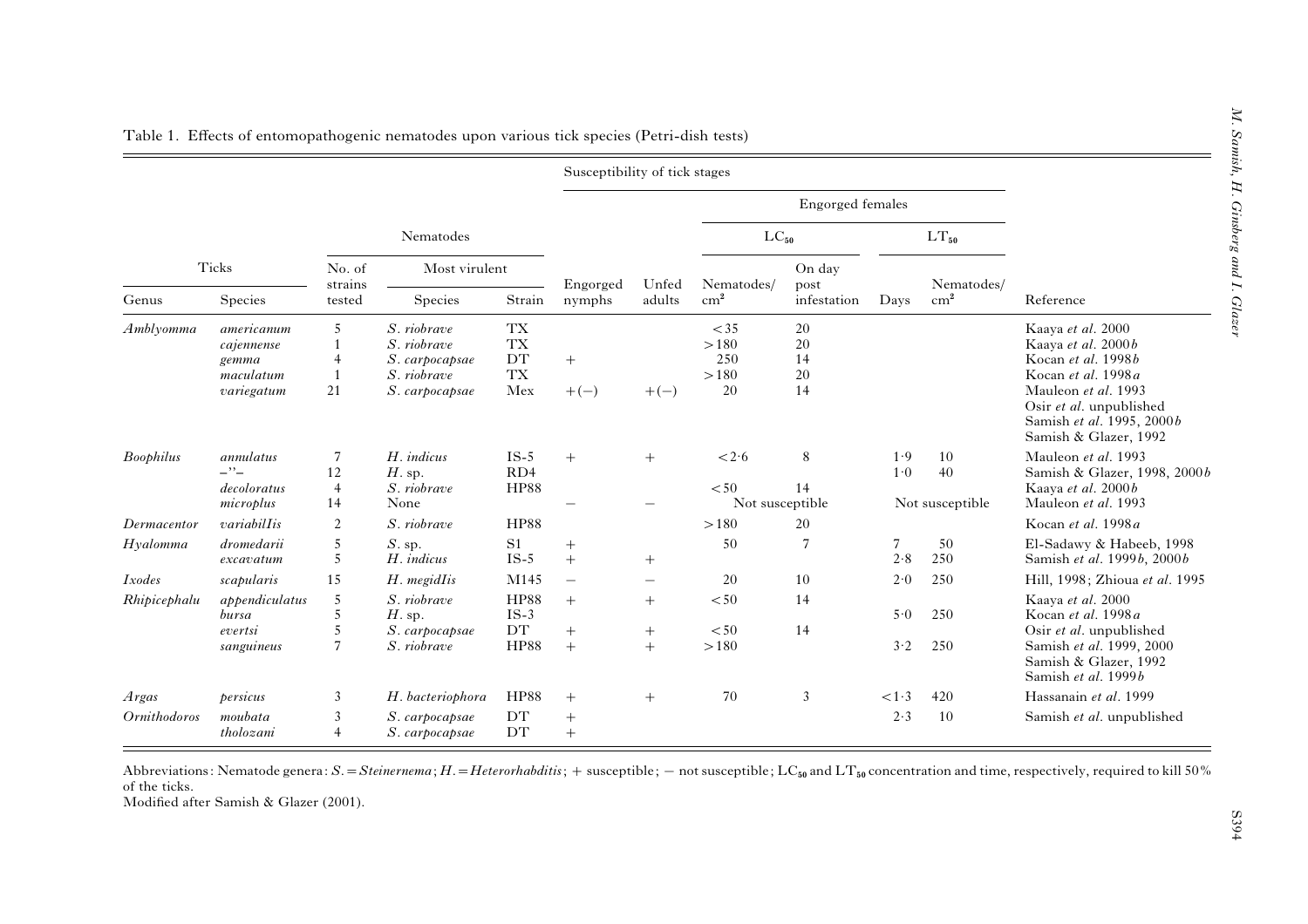Table 1. Effects of entomopathogenic nematodes upon various tick species (Petri-dish tests)

| Ticks | | Nematodes | | | Susceptibility of tick stages | | | | | | Reference |
|---|---|---|---|---|---|---|---|---|---|---|---|
| | | | | | | | Engorged females | | | | |
| | | | | | | | $LC_{50}$ | | $LT_{50}$ | | |
| | | No. of strains tested | Most virulent | | | | | | | | |
| Genus | Species | | Species | Strain | Engorged nymphs | Unfed adults | Nematodes/ $cm^2$ | On day post infestation | Days | Nematodes/ $cm^2$ | Reference |
| *Amblyomma* | *americanum* | 5 | *S. riobrave* | TX | | | <35 | 20 | | | Kaaya *et al.* 2000 |
| | *cajennense* | 1 | *S. riobrave* | TX | | | >180 | 20 | | | Kaaya *et al.* 2000*b* |
| | *gemma* | 4 | *S. carpocapsae* | DT | + | | 250 | 14 | | | Kocan *et al.* 1998*b* |
| | *maculatum* | 1 | *S. riobrave* | TX | | | >180 | 20 | | | Kocan *et al.* 1998*a* |
| | *variegatum* | 21 | *S. carpocapsae* | Mex | +(−) | +(−) | 20 | 14 | | | Mauleon *et al.* 1993 |
| | | | | | | | | | | | Osir *et al.* unpublished |
| | | | | | | | | | | | Samish *et al.* 1995, 2000*b* |
| | | | | | | | | | | | Samish & Glazer, 1992 |
| *Boophilus* | *annulatus* | 7 | *H. indicus* | IS-5 | + | + | <2·6 | 8 | 1·9 | 10 | Mauleon *et al.* 1993 |
| | –"– | 12 | *H.* sp. | RD4 | | | | | 1·0 | 40 | Samish & Glazer, 1998, 2000*b* |
| | *decoloratus* | 4 | *S. riobrave* | HP88 | | | <50 | 14 | | | Kaaya *et al.* 2000*b* |
| | *microplus* | 14 | None | | − | − | Not susceptible | | Not susceptible | | Mauleon *et al.* 1993 |
| *Dermacentor* | *variabilIis* | 2 | *S. riobrave* | HP88 | | | >180 | 20 | | | Kocan *et al.* 1998*a* |
| *Hyalomma* | *dromedarii* | 5 | *S.* sp. | S1 | + | | 50 | 7 | 7 | 50 | El-Sadawy & Habeeb, 1998 |
| | *excavatum* | 5 | *H. indicus* | IS-5 | + | + | | | 2·8 | 250 | Samish *et al.* 1999*b*, 2000*b* |
| *Ixodes* | *scapularis* | 15 | *H. megidIis* | M145 | − | − | 20 | 10 | 2·0 | 250 | Hill, 1998; Zhioua *et al.* 1995 |
| *Rhipicephalu* | *appendiculatus* | 5 | *S. riobrave* | HP88 | + | + | <50 | 14 | | | Kaaya *et al.* 2000 |
| | *bursa* | 5 | *H.* sp. | IS-3 | | | | | 5·0 | 250 | Kocan *et al.* 1998*a* |
| | *evertsi* | 5 | *S. carpocapsae* | DT | + | + | <50 | 14 | | | Osir *et al.* unpublished |
| | *sanguineus* | 7 | *S. riobrave* | HP88 | + | + | >180 | | 3·2 | 250 | Samish *et al.* 1999, 2000 |
| | | | | | | | | | | | Samish & Glazer, 1992 |
| | | | | | | | | | | | Samish *et al.* 1999*b* |
| *Argas* | *persicus* | 3 | *H. bacteriophora* | HP88 | + | + | 70 | 3 | <1·3 | 420 | Hassanain *et al.* 1999 |
| *Ornithodoros* | *moubata* | 3 | *S. carpocapsae* | DT | + | | | | 2·3 | 10 | Samish *et al.* unpublished |
| | *tholozani* | 4 | *S. carpocapsae* | DT | + | | | | | | |

Abbreviations: Nematode genera: *S.* = *Steinernema*; *H.* = *Heterorhabditis*; + susceptible; − not susceptible; $LC_{50}$ and $LT_{50}$ concentration and time, respectively, required to kill 50% of the ticks.
Modified after Samish & Glazer (2001).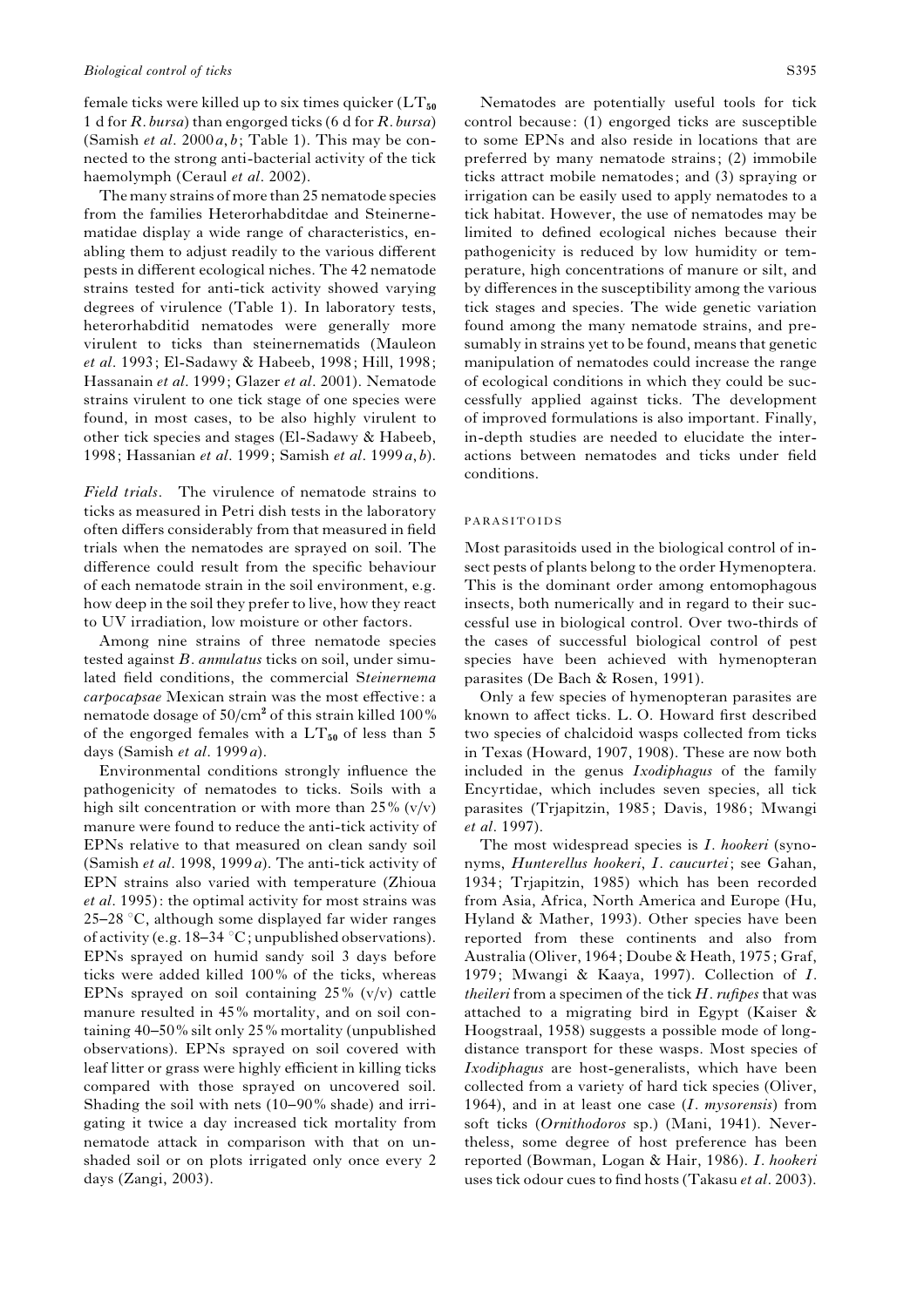female ticks were killed up to six times quicker ($LT_{50}$ 1 d for *R. bursa*) than engorged ticks (6 d for *R. bursa*) (Samish *et al.* 2000*a, b*; Table 1). This may be connected to the strong anti-bacterial activity of the tick haemolymph (Ceraul *et al.* 2002).

The many strains of more than 25 nematode species from the families Heterorhabditdae and Steinernematidae display a wide range of characteristics, enabling them to adjust readily to the various different pests in different ecological niches. The 42 nematode strains tested for anti-tick activity showed varying degrees of virulence (Table 1). In laboratory tests, heterorhabditid nematodes were generally more virulent to ticks than steinernematids (Mauleon *et al.* 1993; El-Sadawy & Habeeb, 1998; Hill, 1998; Hassanain *et al.* 1999; Glazer *et al.* 2001). Nematode strains virulent to one tick stage of one species were found, in most cases, to be also highly virulent to other tick species and stages (El-Sadawy & Habeeb, 1998; Hassanian *et al.* 1999; Samish *et al.* 1999*a, b*).

*Field trials.* The virulence of nematode strains to ticks as measured in Petri dish tests in the laboratory often differs considerably from that measured in field trials when the nematodes are sprayed on soil. The difference could result from the specific behaviour of each nematode strain in the soil environment, e.g. how deep in the soil they prefer to live, how they react to UV irradiation, low moisture or other factors.

Among nine strains of three nematode species tested against *B. annulatus* ticks on soil, under simulated field conditions, the commercial *Steinernema carpocapsae* Mexican strain was the most effective: a nematode dosage of $50/cm^2$ of this strain killed 100% of the engorged females with a $LT_{50}$ of less than 5 days (Samish *et al.* 1999*a*).

Environmental conditions strongly influence the pathogenicity of nematodes to ticks. Soils with a high silt concentration or with more than 25% (v/v) manure were found to reduce the anti-tick activity of EPNs relative to that measured on clean sandy soil (Samish *et al.* 1998, 1999*a*). The anti-tick activity of EPN strains also varied with temperature (Zhioua *et al.* 1995): the optimal activity for most strains was 25–28 °C, although some displayed far wider ranges of activity (e.g. 18–34 °C; unpublished observations). EPNs sprayed on humid sandy soil 3 days before ticks were added killed 100% of the ticks, whereas EPNs sprayed on soil containing 25% (v/v) cattle manure resulted in 45% mortality, and on soil containing 40–50% silt only 25% mortality (unpublished observations). EPNs sprayed on soil covered with leaf litter or grass were highly efficient in killing ticks compared with those sprayed on uncovered soil. Shading the soil with nets (10–90% shade) and irrigating it twice a day increased tick mortality from nematode attack in comparison with that on unshaded soil or on plots irrigated only once every 2 days (Zangi, 2003).

Nematodes are potentially useful tools for tick control because: (1) engorged ticks are susceptible to some EPNs and also reside in locations that are preferred by many nematode strains; (2) immobile ticks attract mobile nematodes; and (3) spraying or irrigation can be easily used to apply nematodes to a tick habitat. However, the use of nematodes may be limited to defined ecological niches because their pathogenicity is reduced by low humidity or temperature, high concentrations of manure or silt, and by differences in the susceptibility among the various tick stages and species. The wide genetic variation found among the many nematode strains, and presumably in strains yet to be found, means that genetic manipulation of nematodes could increase the range of ecological conditions in which they could be successfully applied against ticks. The development of improved formulations is also important. Finally, in-depth studies are needed to elucidate the interactions between nematodes and ticks under field conditions.

## PARASITOIDS

Most parasitoids used in the biological control of insect pests of plants belong to the order Hymenoptera. This is the dominant order among entomophagous insects, both numerically and in regard to their successful use in biological control. Over two-thirds of the cases of successful biological control of pest species have been achieved with hymenopteran parasites (De Bach & Rosen, 1991).

Only a few species of hymenopteran parasites are known to affect ticks. L. O. Howard first described two species of chalcidoid wasps collected from ticks in Texas (Howard, 1907, 1908). These are now both included in the genus *Ixodiphagus* of the family Encyrtidae, which includes seven species, all tick parasites (Trjapitzin, 1985; Davis, 1986; Mwangi *et al.* 1997).

The most widespread species is *I. hookeri* (synonyms, *Hunterellus hookeri*, *I. caucurtei*; see Gahan, 1934; Trjapitzin, 1985) which has been recorded from Asia, Africa, North America and Europe (Hu, Hyland & Mather, 1993). Other species have been reported from these continents and also from Australia (Oliver, 1964; Doube & Heath, 1975; Graf, 1979; Mwangi & Kaaya, 1997). Collection of *I. theileri* from a specimen of the tick *H. rufipes* that was attached to a migrating bird in Egypt (Kaiser & Hoogstraal, 1958) suggests a possible mode of long-distance transport for these wasps. Most species of *Ixodiphagus* are host-generalists, which have been collected from a variety of hard tick species (Oliver, 1964), and in at least one case (*I. mysorensis*) from soft ticks (*Ornithodoros* sp.) (Mani, 1941). Nevertheless, some degree of host preference has been reported (Bowman, Logan & Hair, 1986). *I. hookeri* uses tick odour cues to find hosts (Takasu *et al.* 2003).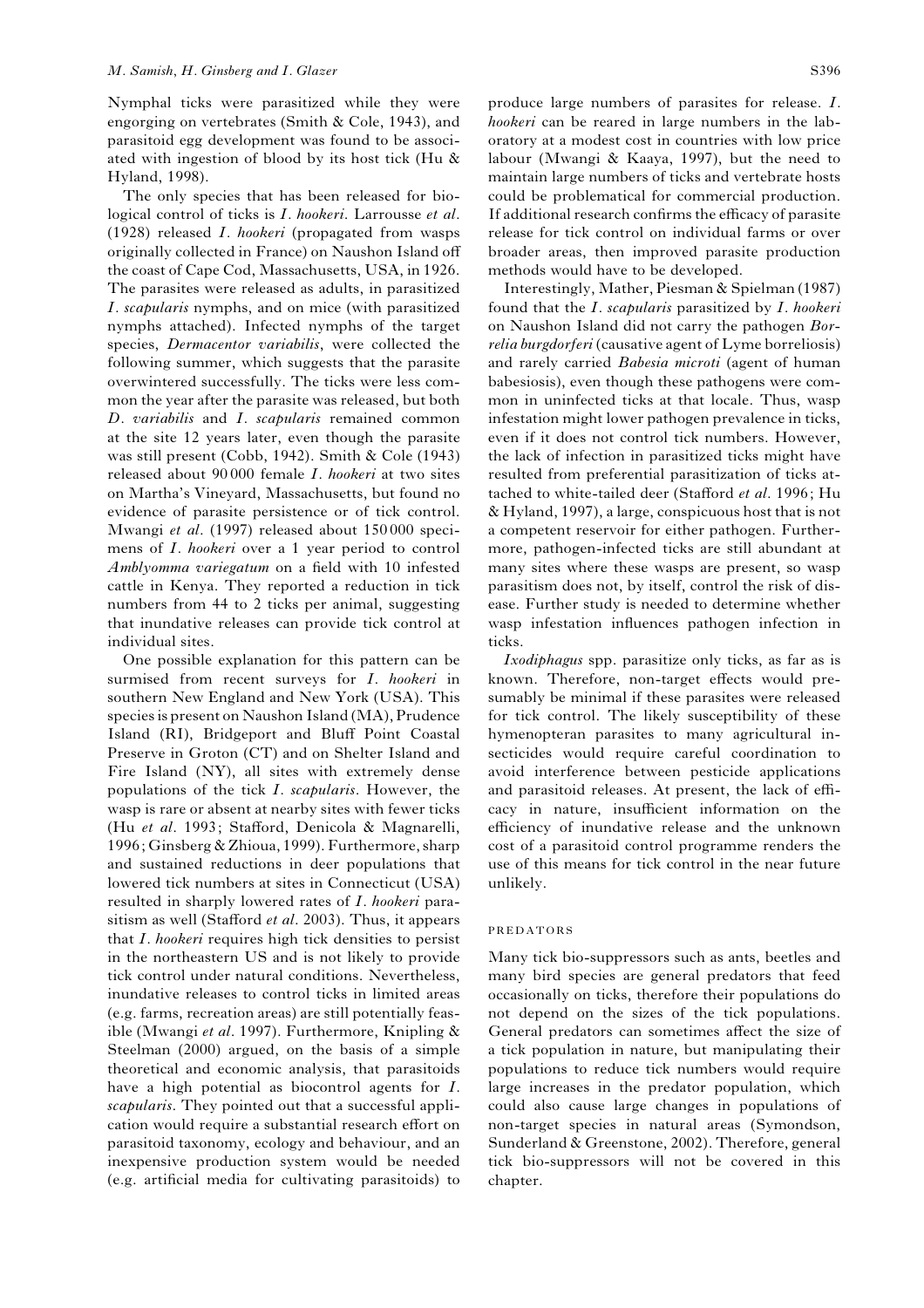Nymphal ticks were parasitized while they were engorging on vertebrates (Smith & Cole, 1943), and parasitoid egg development was found to be associated with ingestion of blood by its host tick (Hu & Hyland, 1998).

The only species that has been released for biological control of ticks is *I. hookeri*. Larrousse *et al.* (1928) released *I. hookeri* (propagated from wasps originally collected in France) on Naushon Island off the coast of Cape Cod, Massachusetts, USA, in 1926. The parasites were released as adults, in parasitized *I. scapularis* nymphs, and on mice (with parasitized nymphs attached). Infected nymphs of the target species, *Dermacentor variabilis*, were collected the following summer, which suggests that the parasite overwintered successfully. The ticks were less common the year after the parasite was released, but both *D. variabilis* and *I. scapularis* remained common at the site 12 years later, even though the parasite was still present (Cobb, 1942). Smith & Cole (1943) released about 90 000 female *I. hookeri* at two sites on Martha's Vineyard, Massachusetts, but found no evidence of parasite persistence or of tick control. Mwangi *et al.* (1997) released about 150 000 specimens of *I. hookeri* over a 1 year period to control *Amblyomma variegatum* on a field with 10 infested cattle in Kenya. They reported a reduction in tick numbers from 44 to 2 ticks per animal, suggesting that inundative releases can provide tick control at individual sites.

One possible explanation for this pattern can be surmised from recent surveys for *I. hookeri* in southern New England and New York (USA). This species is present on Naushon Island (MA), Prudence Island (RI), Bridgeport and Bluff Point Coastal Preserve in Groton (CT) and on Shelter Island and Fire Island (NY), all sites with extremely dense populations of the tick *I. scapularis*. However, the wasp is rare or absent at nearby sites with fewer ticks (Hu *et al.* 1993; Stafford, Denicola & Magnarelli, 1996; Ginsberg & Zhioua, 1999). Furthermore, sharp and sustained reductions in deer populations that lowered tick numbers at sites in Connecticut (USA) resulted in sharply lowered rates of *I. hookeri* parasitism as well (Stafford *et al.* 2003). Thus, it appears that *I. hookeri* requires high tick densities to persist in the northeastern US and is not likely to provide tick control under natural conditions. Nevertheless, inundative releases to control ticks in limited areas (e.g. farms, recreation areas) are still potentially feasible (Mwangi *et al.* 1997). Furthermore, Knipling & Steelman (2000) argued, on the basis of a simple theoretical and economic analysis, that parasitoids have a high potential as biocontrol agents for *I. scapularis*. They pointed out that a successful application would require a substantial research effort on parasitoid taxonomy, ecology and behaviour, and an inexpensive production system would be needed (e.g. artificial media for cultivating parasitoids) to produce large numbers of parasites for release. *I. hookeri* can be reared in large numbers in the laboratory at a modest cost in countries with low price labour (Mwangi & Kaaya, 1997), but the need to maintain large numbers of ticks and vertebrate hosts could be problematical for commercial production. If additional research confirms the efficacy of parasite release for tick control on individual farms or over broader areas, then improved parasite production methods would have to be developed.

Interestingly, Mather, Piesman & Spielman (1987) found that the *I. scapularis* parasitized by *I. hookeri* on Naushon Island did not carry the pathogen *Borrelia burgdorferi* (causative agent of Lyme borreliosis) and rarely carried *Babesia microti* (agent of human babesiosis), even though these pathogens were common in uninfected ticks at that locale. Thus, wasp infestation might lower pathogen prevalence in ticks, even if it does not control tick numbers. However, the lack of infection in parasitized ticks might have resulted from preferential parasitization of ticks attached to white-tailed deer (Stafford *et al.* 1996; Hu & Hyland, 1997), a large, conspicuous host that is not a competent reservoir for either pathogen. Furthermore, pathogen-infected ticks are still abundant at many sites where these wasps are present, so wasp parasitism does not, by itself, control the risk of disease. Further study is needed to determine whether wasp infestation influences pathogen infection in ticks.

*Ixodiphagus* spp. parasitize only ticks, as far as is known. Therefore, non-target effects would presumably be minimal if these parasites were released for tick control. The likely susceptibility of these hymenopteran parasites to many agricultural insecticides would require careful coordination to avoid interference between pesticide applications and parasitoid releases. At present, the lack of efficacy in nature, insufficient information on the efficiency of inundative release and the unknown cost of a parasitoid control programme renders the use of this means for tick control in the near future unlikely.

## PREDATORS

Many tick bio-suppressors such as ants, beetles and many bird species are general predators that feed occasionally on ticks, therefore their populations do not depend on the sizes of the tick populations. General predators can sometimes affect the size of a tick population in nature, but manipulating their populations to reduce tick numbers would require large increases in the predator population, which could also cause large changes in populations of non-target species in natural areas (Symondson, Sunderland & Greenstone, 2002). Therefore, general tick bio-suppressors will not be covered in this chapter.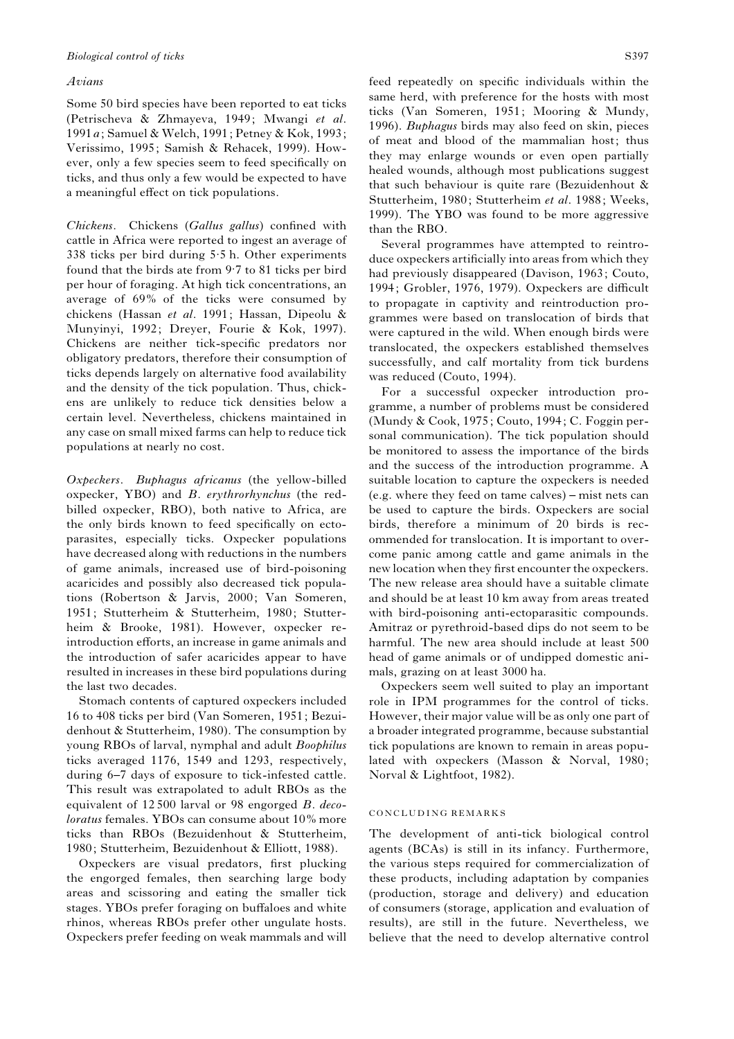### *Avians*

Some 50 bird species have been reported to eat ticks (Petrischeva & Zhmayeva, 1949; Mwangi *et al*. 1991*a*; Samuel & Welch, 1991; Petney & Kok, 1993; Verissimo, 1995; Samish & Rehacek, 1999). However, only a few species seem to feed specifically on ticks, and thus only a few would be expected to have a meaningful effect on tick populations.

*Chickens*. Chickens (*Gallus gallus*) confined with cattle in Africa were reported to ingest an average of 338 ticks per bird during 5·5 h. Other experiments found that the birds ate from 9·7 to 81 ticks per bird per hour of foraging. At high tick concentrations, an average of 69% of the ticks were consumed by chickens (Hassan *et al*. 1991; Hassan, Dipeolu & Munyinyi, 1992; Dreyer, Fourie & Kok, 1997). Chickens are neither tick-specific predators nor obligatory predators, therefore their consumption of ticks depends largely on alternative food availability and the density of the tick population. Thus, chickens are unlikely to reduce tick densities below a certain level. Nevertheless, chickens maintained in any case on small mixed farms can help to reduce tick populations at nearly no cost.

*Oxpeckers*. *Buphagus africanus* (the yellow-billed oxpecker, YBO) and *B. erythrorhynchus* (the red-billed oxpecker, RBO), both native to Africa, are the only birds known to feed specifically on ectoparasites, especially ticks. Oxpecker populations have decreased along with reductions in the numbers of game animals, increased use of bird-poisoning acaricides and possibly also decreased tick populations (Robertson & Jarvis, 2000; Van Someren, 1951; Stutterheim & Stutterheim, 1980; Stutterheim & Brooke, 1981). However, oxpecker reintroduction efforts, an increase in game animals and the introduction of safer acaricides appear to have resulted in increases in these bird populations during the last two decades.

Stomach contents of captured oxpeckers included 16 to 408 ticks per bird (Van Someren, 1951; Bezuidenhout & Stutterheim, 1980). The consumption by young RBOs of larval, nymphal and adult *Boophilus* ticks averaged 1176, 1549 and 1293, respectively, during 6–7 days of exposure to tick-infested cattle. This result was extrapolated to adult RBOs as the equivalent of 12500 larval or 98 engorged *B. decoloratus* females. YBOs can consume about 10% more ticks than RBOs (Bezuidenhout & Stutterheim, 1980; Stutterheim, Bezuidenhout & Elliott, 1988).

Oxpeckers are visual predators, first plucking the engorged females, then searching large body areas and scissoring and eating the smaller tick stages. YBOs prefer foraging on buffaloes and white rhinos, whereas RBOs prefer other ungulate hosts. Oxpeckers prefer feeding on weak mammals and will feed repeatedly on specific individuals within the same herd, with preference for the hosts with most ticks (Van Someren, 1951; Mooring & Mundy, 1996). *Buphagus* birds may also feed on skin, pieces of meat and blood of the mammalian host; thus they may enlarge wounds or even open partially healed wounds, although most publications suggest that such behaviour is quite rare (Bezuidenhout & Stutterheim, 1980; Stutterheim *et al*. 1988; Weeks, 1999). The YBO was found to be more aggressive than the RBO.

Several programmes have attempted to reintroduce oxpeckers artificially into areas from which they had previously disappeared (Davison, 1963; Couto, 1994; Grobler, 1976, 1979). Oxpeckers are difficult to propagate in captivity and reintroduction programmes were based on translocation of birds that were captured in the wild. When enough birds were translocated, the oxpeckers established themselves successfully, and calf mortality from tick burdens was reduced (Couto, 1994).

For a successful oxpecker introduction programme, a number of problems must be considered (Mundy & Cook, 1975; Couto, 1994; C. Foggin personal communication). The tick population should be monitored to assess the importance of the birds and the success of the introduction programme. A suitable location to capture the oxpeckers is needed (e.g. where they feed on tame calves) – mist nets can be used to capture the birds. Oxpeckers are social birds, therefore a minimum of 20 birds is recommended for translocation. It is important to overcome panic among cattle and game animals in the new location when they first encounter the oxpeckers. The new release area should have a suitable climate and should be at least 10 km away from areas treated with bird-poisoning anti-ectoparasitic compounds. Amitraz or pyrethroid-based dips do not seem to be harmful. The new area should include at least 500 head of game animals or of undipped domestic animals, grazing on at least 3000 ha.

Oxpeckers seem well suited to play an important role in IPM programmes for the control of ticks. However, their major value will be as only one part of a broader integrated programme, because substantial tick populations are known to remain in areas populated with oxpeckers (Masson & Norval, 1980; Norval & Lightfoot, 1982).

## CONCLUDING REMARKS

The development of anti-tick biological control agents (BCAs) is still in its infancy. Furthermore, the various steps required for commercialization of these products, including adaptation by companies (production, storage and delivery) and education of consumers (storage, application and evaluation of results), are still in the future. Nevertheless, we believe that the need to develop alternative control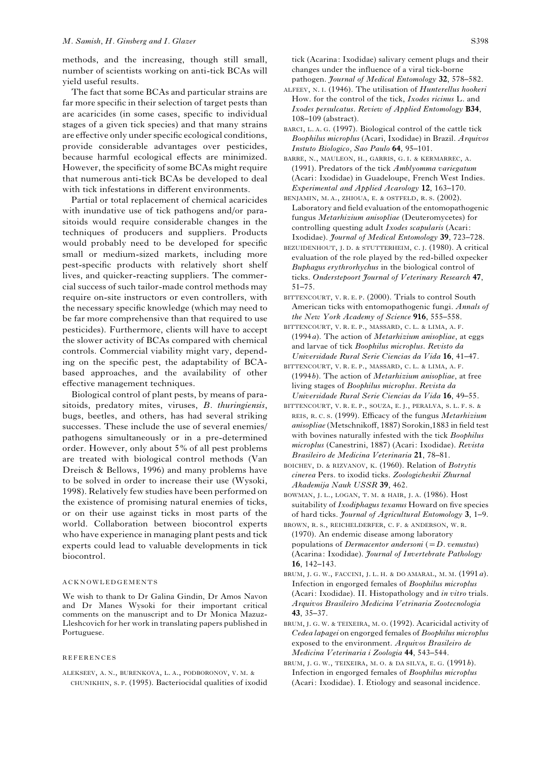methods, and the increasing, though still small, number of scientists working on anti-tick BCAs will yield useful results.

The fact that some BCAs and particular strains are far more specific in their selection of target pests than are acaricides (in some cases, specific to individual stages of a given tick species) and that many strains are effective only under specific ecological conditions, provide considerable advantages over pesticides, because harmful ecological effects are minimized. However, the specificity of some BCAs might require that numerous anti-tick BCAs be developed to deal with tick infestations in different environments.

Partial or total replacement of chemical acaricides with inundative use of tick pathogens and/or parasitoids would require considerable changes in the techniques of producers and suppliers. Products would probably need to be developed for specific small or medium-sized markets, including more pest-specific products with relatively short shelf lives, and quicker-reacting suppliers. The commercial success of such tailor-made control methods may require on-site instructors or even controllers, with the necessary specific knowledge (which may need to be far more comprehensive than that required to use pesticides). Furthermore, clients will have to accept the slower activity of BCAs compared with chemical controls. Commercial viability might vary, depending on the specific pest, the adaptability of BCA-based approaches, and the availability of other effective management techniques.

Biological control of plant pests, by means of parasitoids, predatory mites, viruses, *B. thuringiensis*, bugs, beetles, and others, has had several striking successes. These include the use of several enemies/pathogens simultaneously or in a pre-determined order. However, only about 5% of all pest problems are treated with biological control methods (Van Dreisch & Bellows, 1996) and many problems have to be solved in order to increase their use (Wysoki, 1998). Relatively few studies have been performed on the existence of promising natural enemies of ticks, or on their use against ticks in most parts of the world. Collaboration between biocontrol experts who have experience in managing plant pests and tick experts could lead to valuable developments in tick biocontrol.

## ACKNOWLEDGEMENTS

We wish to thank to Dr Galina Gindin, Dr Amos Navon and Dr Manes Wysoki for their important critical comments on the manuscript and to Dr Monica Mazuz-Lleshcovich for her work in translating papers published in Portuguese.

## REFERENCES

ALEKSEEV, A. N., BURENKOVA, L. A., PODBORONOV, V. M. & CHUNIKHIN, S. P. (1995). Bacteriocidal qualities of ixodid tick (Acarina: Ixodidae) salivary cement plugs and their changes under the influence of a viral tick-borne pathogen. *Journal of Medical Entomology* **32**, 578–582.

ALFEEV, N. I. (1946). The utilisation of *Hunterellus hookeri* How. for the control of the tick, *Ixodes ricinus* L. and *Ixodes persulcatus*. *Review of Applied Entomology* **B34**, 108–109 (abstract).

BARCI, L. A. G. (1997). Biological control of the cattle tick *Boophilus microplus* (Acari, Ixodidae) in Brazil. *Arquivos Instuto Biologico, Sao Paulo* **64**, 95–101.

BARRE, N., MAULEON, H., GARRIS, G. I. & KERMARREC, A. (1991). Predators of the tick *Amblyomma variegatum* (Acari: Ixodidae) in Guadeloupe, French West Indies. *Experimental and Applied Acarology* **12**, 163–170.

BENJAMIN, M. A., ZHIOUA, E. & OSTFELD, R. S. (2002). Laboratory and field evaluation of the entomopathogenic fungus *Metarhizium anisopliae* (Deuteromycetes) for controlling questing adult *Ixodes scapularis* (Acari: Ixodidae). *Journal of Medical Entomology* **39**, 723–728.

BEZUIDENHOUT, J. D. & STUTTERHEIM, C. J. (1980). A critical evaluation of the role played by the red-billed oxpecker *Buphagus erythrorhychus* in the biological control of ticks. *Onderstepoort Journal of Veterinary Research* **47**, 51–75.

BITTENCOURT, V. R. E. P. (2000). Trials to control South American ticks with entomopathogenic fungi. *Annals of the New York Academy of Science* **916**, 555–558.

BITTENCOURT, V. R. E. P., MASSARD, C. L. & LIMA, A. F. (1994*a*). The action of *Metarhizium anisopliae*, at eggs and larvae of tick *Boophilus microplus*. *Revisto da Universidade Rural Serie Ciencias da Vida* **16**, 41–47.

BITTENCOURT, V. R. E. P., MASSARD, C. L. & LIMA, A. F. (1994*b*). The action of *Metarhizium anisopliae*, at free living stages of *Boophilus microplus*. *Revista da Universidade Rural Serie Ciencias da Vida* **16**, 49–55.

BITTENCOURT, V. R. E. P., SOUZA, E. J., PERALVA, S. L. F. S. & REIS, R. C. S. (1999). Efficacy of the fungus *Metarhizium anisopliae* (Metschnikoff, 1887) Sorokin,1883 in field test with bovines naturally infested with the tick *Boophilus microplus* (Canestrini, 1887) (Acari: Ixodidae). *Revista Brasileiro de Medicina Veterinaria* **21**, 78–81.

BOICHEV, D. & RIZVANOV, K. (1960). Relation of *Botrytis cinerea* Pers. to ixodid ticks. *Zoologicheskii Zhurnal Akademija Nauk USSR* **39**, 462.

BOWMAN, J. L., LOGAN, T. M. & HAIR, J. A. (1986). Host suitability of *Ixodiphagus texanus* Howard on five species of hard ticks. *Journal of Agricultural Entomology* **3**, 1–9.

BROWN, R. S., REICHELDERFER, C. F. & ANDERSON, W. R. (1970). An endemic disease among laboratory populations of *Dermacentor andersoni* (= *D. venustus*) (Acarina: Ixodidae). *Journal of Invertebrate Pathology* **16**, 142–143.

BRUM, J. G. W., FACCINI, J. L. H. & DO AMARAL, M. M. (1991*a*). Infection in engorged females of *Boophilus microplus* (Acari: Ixodidae). II. Histopathology and *in vitro* trials. *Arquivos Brasileiro Medicina Vetrinaria Zootecnologia* **43**, 35–37.

BRUM, J. G. W. & TEIXEIRA, M. O. (1992). Acaricidal activity of *Cedea lapagei* on engorged females of *Boophilus microplus* exposed to the environment. *Arquivos Brasileiro de Medicina Veterinaria i Zoologia* **44**, 543–544.

BRUM, J. G. W., TEIXEIRA, M. O. & DA SILVA, E. G. (1991*b*). Infection in engorged females of *Boophilus microplus* (Acari: Ixodidae). I. Etiology and seasonal incidence.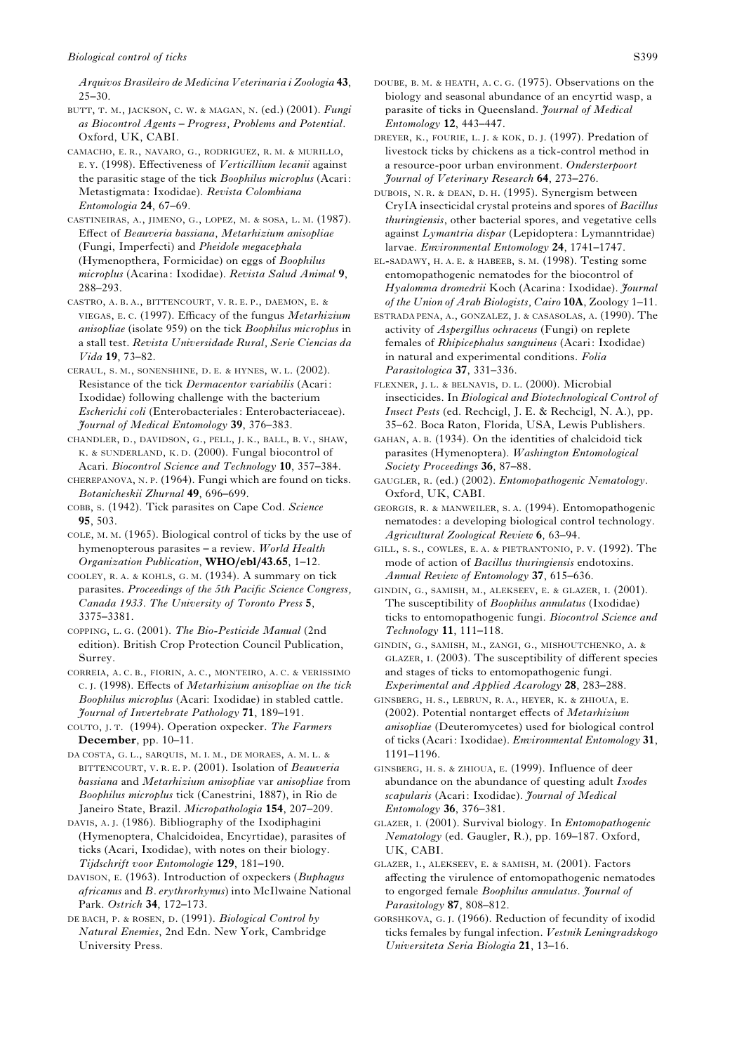*Arquivos Brasileiro de Medicina Veterinaria i Zoologia* **43**, 25–30.

BUTT, T. M., JACKSON, C. W. & MAGAN, N. (ed.) (2001). *Fungi as Biocontrol Agents – Progress, Problems and Potential*. Oxford, UK, CABI.

CAMACHO, E. R., NAVARO, G., RODRIGUEZ, R. M. & MURILLO, E. Y. (1998). Effectiveness of *Verticillium lecanii* against the parasitic stage of the tick *Boophilus microplus* (Acari: Metastigmata: Ixodidae). *Revista Colombiana Entomologia* **24**, 67–69.

CASTINEIRAS, A., JIMENO, G., LOPEZ, M. & SOSA, L. M. (1987). Effect of *Beauveria bassiana*, *Metarhizium anisopliae* (Fungi, Imperfecti) and *Pheidole megacephala* (Hymenopthera, Formicidae) on eggs of *Boophilus microplus* (Acarina: Ixodidae). *Revista Salud Animal* **9**, 288–293.

CASTRO, A. B. A., BITTENCOURT, V. R. E. P., DAEMON, E. & VIEGAS, E. C. (1997). Efficacy of the fungus *Metarhizium anisopliae* (isolate 959) on the tick *Boophilus microplus* in a stall test. *Revista Universidade Rural, Serie Ciencias da Vida* **19**, 73–82.

CERAUL, S. M., SONENSHINE, D. E. & HYNES, W. L. (2002). Resistance of the tick *Dermacentor variabilis* (Acari: Ixodidae) following challenge with the bacterium *Escherichi coli* (Enterobacteriales: Enterobacteriaceae). *Journal of Medical Entomology* **39**, 376–383.

CHANDLER, D., DAVIDSON, G., PELL, J. K., BALL, B. V., SHAW, K. & SUNDERLAND, K. D. (2000). Fungal biocontrol of Acari. *Biocontrol Science and Technology* **10**, 357–384.

CHEREPANOVA, N. P. (1964). Fungi which are found on ticks. *Botanicheskii Zhurnal* **49**, 696–699.

COBB, S. (1942). Tick parasites on Cape Cod. *Science* **95**, 503.

COLE, M. M. (1965). Biological control of ticks by the use of hymenopterous parasites – a review. *World Health Organization Publication*, **WHO/ebl/43.65**, 1–12.

COOLEY, R. A. & KOHLS, G. M. (1934). A summary on tick parasites. *Proceedings of the 5th Pacific Science Congress, Canada 1933. The University of Toronto Press* **5**, 3375–3381.

COPPING, L. G. (2001). *The Bio-Pesticide Manual* (2nd edition). British Crop Protection Council Publication, Surrey.

CORREIA, A. C. B., FIORIN, A. C., MONTEIRO, A. C. & VERISSIMO C. J. (1998). Effects of *Metarhizium anisopliae on the tick Boophilus microplus* (Acari: Ixodidae) in stabled cattle. *Journal of Invertebrate Pathology* **71**, 189–191.

COUTO, J. T. (1994). Operation oxpecker. *The Farmers* **December**, pp. 10–11.

DA COSTA, G. L., SARQUIS, M. I. M., DE MORAES, A. M. L. & BITTENCOURT, V. R. E. P. (2001). Isolation of *Beauveria bassiana* and *Metarhizium anisopliae* var *anisopliae* from *Boophilus microplus* tick (Canestrini, 1887), in Rio de Janeiro State, Brazil. *Micropathologia* **154**, 207–209.

DAVIS, A. J. (1986). Bibliography of the Ixodiphagini (Hymenoptera, Chalcidoidea, Encyrtidae), parasites of ticks (Acari, Ixodidae), with notes on their biology. *Tijdschrift voor Entomologie* **129**, 181–190.

DAVISON, E. (1963). Introduction of oxpeckers (*Buphagus africanus* and *B. erythrorhynus*) into McIlwaine National Park. *Ostrich* **34**, 172–173.

DE BACH, P. & ROSEN, D. (1991). *Biological Control by Natural Enemies*, 2nd Edn. New York, Cambridge University Press.

DOUBE, B. M. & HEATH, A. C. G. (1975). Observations on the biology and seasonal abundance of an encyrtid wasp, a parasite of ticks in Queensland. *Journal of Medical Entomology* **12**, 443–447.

DREYER, K., FOURIE, L. J. & KOK, D. J. (1997). Predation of livestock ticks by chickens as a tick-control method in a resource-poor urban environment. *Ondersterpoort Journal of Veterinary Research* **64**, 273–276.

DUBOIS, N. R. & DEAN, D. H. (1995). Synergism between CryIA insecticidal crystal proteins and spores of *Bacillus thuringiensis*, other bacterial spores, and vegetative cells against *Lymantria dispar* (Lepidoptera: Lymanntridae) larvae. *Environmental Entomology* **24**, 1741–1747.

EL-SADAWY, H. A. E. & HABEEB, S. M. (1998). Testing some entomopathogenic nematodes for the biocontrol of *Hyalomma dromedrii* Koch (Acarina: Ixodidae). *Journal of the Union of Arab Biologists, Cairo* **10A**, Zoology 1–11.

ESTRADA PENA, A., GONZALEZ, J. & CASASOLAS, A. (1990). The activity of *Aspergillus ochraceus* (Fungi) on replete females of *Rhipicephalus sanguineus* (Acari: Ixodidae) in natural and experimental conditions. *Folia Parasitologica* **37**, 331–336.

FLEXNER, J. L. & BELNAVIS, D. L. (2000). Microbial insecticides. In *Biological and Biotechnological Control of Insect Pests* (ed. Rechcigl, J. E. & Rechcigl, N. A.), pp. 35–62. Boca Raton, Florida, USA, Lewis Publishers.

GAHAN, A. B. (1934). On the identities of chalcidoid tick parasites (Hymenoptera). *Washington Entomological Society Proceedings* **36**, 87–88.

GAUGLER, R. (ed.) (2002). *Entomopathogenic Nematology*. Oxford, UK, CABI.

GEORGIS, R. & MANWEILER, S. A. (1994). Entomopathogenic nematodes: a developing biological control technology. *Agricultural Zoological Review* **6**, 63–94.

GILL, S. S., COWLES, E. A. & PIETRANTONIO, P. V. (1992). The mode of action of *Bacillus thuringiensis* endotoxins. *Annual Review of Entomology* **37**, 615–636.

GINDIN, G., SAMISH, M., ALEKSEEV, E. & GLAZER, I. (2001). The susceptibility of *Boophilus annulatus* (Ixodidae) ticks to entomopathogenic fungi. *Biocontrol Science and Technology* **11**, 111–118.

GINDIN, G., SAMISH, M., ZANGI, G., MISHOUTCHENKO, A. & GLAZER, I. (2003). The susceptibility of different species and stages of ticks to entomopathogenic fungi. *Experimental and Applied Acarology* **28**, 283–288.

GINSBERG, H. S., LEBRUN, R. A., HEYER, K. & ZHIOUA, E. (2002). Potential nontarget effects of *Metarhizium anisopliae* (Deuteromycetes) used for biological control of ticks (Acari: Ixodidae). *Environmental Entomology* **31**, 1191–1196.

GINSBERG, H. S. & ZHIOUA, E. (1999). Influence of deer abundance on the abundance of questing adult *Ixodes scapularis* (Acari: Ixodidae). *Journal of Medical Entomology* **36**, 376–381.

GLAZER, I. (2001). Survival biology. In *Entomopathogenic Nematology* (ed. Gaugler, R.), pp. 169–187. Oxford, UK, CABI.

GLAZER, I., ALEKSEEV, E. & SAMISH, M. (2001). Factors affecting the virulence of entomopathogenic nematodes to engorged female *Boophilus annulatus*. *Journal of Parasitology* **87**, 808–812.

GORSHKOVA, G. J. (1966). Reduction of fecundity of ixodid ticks females by fungal infection. *Vestnik Leningradskogo Universiteta Seria Biologia* **21**, 13–16.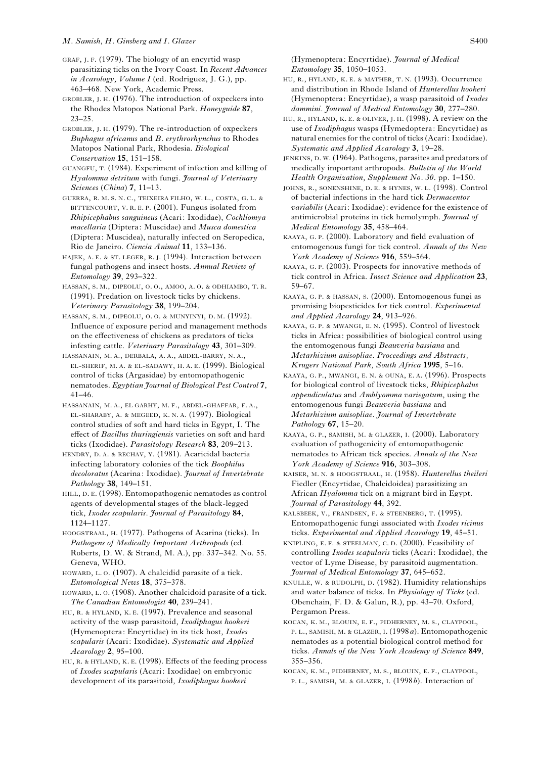GRAF, J. F. (1979). The biology of an encyrtid wasp parasitizing ticks on the Ivory Coast. In *Recent Advances in Acarology, Volume I* (ed. Rodriguez, J. G.), pp. 463–468. New York, Academic Press.

GROBLER, J. H. (1976). The introduction of oxpeckers into the Rhodes Matopos National Park. *Honeyguide* **87**, 23–25.

GROBLER, J. H. (1979). The re-introduction of oxpeckers *Buphagus africanus* and *B. erythrorhynchus* to Rhodes Matopos National Park, Rhodesia. *Biological Conservation* **15**, 151–158.

GUANGFU, T. (1984). Experiment of infection and killing of *Hyalomma detritum* with fungi. *Journal of Veterinary Sciences* (*China*) **7**, 11–13.

GUERRA, R. M. S. N. C., TEIXEIRA FILHO, W. L., COSTA, G. L. & BITTENCOURT, V. R. E. P. (2001). Fungus isolated from *Rhipicephabus sanguineus* (Acari: Ixodidae), *Cochliomya macellaria* (Diptera: Muscidae) and *Musca domestica* (Diptera: Muscidea), naturally infected on Seropedica, Rio de Janeiro. *Ciencia Animal* **11**, 133–136.

HAJEK, A. E. & ST. LEGER, R. J. (1994). Interaction between fungal pathogens and insect hosts. *Annual Review of Entomology* **39**, 293–322.

HASSAN, S. M., DIPEOLU, O. O., AMOO, A. O. & ODHIAMBO, T. R. (1991). Predation on livestock ticks by chickens. *Veterinary Parasitology* **38**, 199–204.

HASSAN, S. M., DIPEOLU, O. O. & MUNYINYI, D. M. (1992). Influence of exposure period and management methods on the effectiveness of chickens as predators of ticks infesting cattle. *Veterinary Parasitology* **43**, 301–309.

HASSANAIN, M. A., DERBALA, A. A., ABDEL-BARRY, N. A., EL-SHERIF, M. A. & EL-SADAWY, H. A. E. (1999). Biological control of ticks (Argasidae) by entomopathogenic nematodes. *Egyptian Journal of Biological Pest Control* **7**, 41–46.

HASSANAIN, M. A., EL GARHY, M. F., ABDEL-GHAFFAR, F. A., EL-SHARABY, A. & MEGEED, K. N. A. (1997). Biological control studies of soft and hard ticks in Egypt, I. The effect of *Bacillus thuringiensis* varieties on soft and hard ticks (Ixodidae). *Parasitology Research* **83**, 209–213.

HENDRY, D. A. & RECHAV, Y. (1981). Acaricidal bacteria infecting laboratory colonies of the tick *Boophilus decoloratus* (Acarina: Ixodidae). *Journal of Invertebrate Pathology* **38**, 149–151.

HILL, D. E. (1998). Entomopathogenic nematodes as control agents of developmental stages of the black-legged tick, *Ixodes scapularis*. *Journal of Parasitology* **84**, 1124–1127.

HOOGSTRAAL, H. (1977). Pathogens of Acarina (ticks). In *Pathogens of Medically Important Arthropods* (ed. Roberts, D. W. & Strand, M. A.), pp. 337–342. No. 55. Geneva, WHO.

HOWARD, L. O. (1907). A chalcidid parasite of a tick. *Entomological News* **18**, 375–378.

HOWARD, L. O. (1908). Another chalcidoid parasite of a tick. *The Canadian Entomologist* **40**, 239–241.

HU, R. & HYLAND, K. E. (1997). Prevalence and seasonal activity of the wasp parasitoid, *Ixodiphagus hookeri* (Hymenoptera: Encyrtidae) in its tick host, *Ixodes scapularis* (Acari: Ixodidae). *Systematic and Applied Acarology* **2**, 95–100.

HU, R. & HYLAND, K. E. (1998). Effects of the feeding process of *Ixodes scapularis* (Acari: Ixodidae) on embryonic development of its parasitoid, *Ixodiphagus hookeri* (Hymenoptera: Encyrtidae). *Journal of Medical Entomology* **35**, 1050–1053.

HU, R., HYLAND, K. E. & MATHER, T. N. (1993). Occurrence and distribution in Rhode Island of *Hunterellus hookeri* (Hymenoptera: Encyrtidae), a wasp parasitoid of *Ixodes dammini*. *Journal of Medical Entomology* **30**, 277–280.

HU, R., HYLAND, K. E. & OLIVER, J. H. (1998). A review on the use of *Ixodiphagus* wasps (Hymedoptera: Encyrtidae) as natural enemies for the control of ticks (Acari: Ixodidae). *Systematic and Applied Acarology* **3**, 19–28.

JENKINS, D. W. (1964). Pathogens, parasites and predators of medically important arthropods. *Bulletin of the World Health Organization, Supplement No. 30*. pp. 1–150.

JOHNS, R., SONENSHINE, D. E. & HYNES, W. L. (1998). Control of bacterial infections in the hard tick *Dermacentor variabilis* (Acari: Ixodidae): evidence for the existence of antimicrobial proteins in tick hemolymph. *Journal of Medical Entomology* **35**, 458–464.

KAAYA, G. P. (2000). Laboratory and field evaluation of entomogenous fungi for tick control. *Annals of the New York Academy of Science* **916**, 559–564.

KAAYA, G. P. (2003). Prospects for innovative methods of tick control in Africa. *Insect Science and Application* **23**, 59–67.

KAAYA, G. P. & HASSAN, S. (2000). Entomogenous fungi as promising biopesticides for tick control. *Experimental and Applied Acarology* **24**, 913–926.

KAAYA, G. P. & MWANGI, E. N. (1995). Control of livestock ticks in Africa: possibilities of biological control using the entomogenous fungi *Beauveria bassiana* and *Metarhizium anisopliae*. *Proceedings and Abstracts, Krugers National Park, South Africa* **1995**, 5–16.

KAAYA, G. P., MWANGI, E. N. & OUNA, E. A. (1996). Prospects for biological control of livestock ticks, *Rhipicephalus appendiculatus* and *Amblyomma variegatum*, using the entomogenous fungi *Beauveria bassiana* and *Metarhizium anisopliae*. *Journal of Invertebrate Pathology* **67**, 15–20.

KAAYA, G. P., SAMISH, M. & GLAZER, I. (2000). Laboratory evaluation of pathogenicity of entomopathogenic nematodes to African tick species. *Annals of the New York Academy of Science* **916**, 303–308.

KAISER, M. N. & HOOGSTRAAL, H. (1958). *Hunterellus theileri* Fiedler (Encyrtidae, Chalcidoidea) parasitizing an African *Hyalomma* tick on a migrant bird in Egypt. *Journal of Parasitology* **44**, 392.

KALSBEEK, V., FRANDSEN, F. & STEENBERG, T. (1995). Entomopathogenic fungi associated with *Ixodes ricinus* ticks. *Experimental and Applied Acarology* **19**, 45–51.

KNIPLING, E. F. & STEELMAN, C. D. (2000). Feasibility of controlling *Ixodes scapularis* ticks (Acari: Ixodidae), the vector of Lyme Disease, by parasitoid augmentation. *Journal of Medical Entomology* **37**, 645–652.

KNULLE, W. & RUDOLPH, D. (1982). Humidity relationships and water balance of ticks. In *Physiology of Ticks* (ed. Obenchain, F. D. & Galun, R.), pp. 43–70. Oxford, Pergamon Press.

KOCAN, K. M., BLOUIN, E. F., PIDHERNEY, M. S., CLAYPOOL, P. L., SAMISH, M. & GLAZER, I. (1998*a*). Entomopathogenic nematodes as a potential biological control method for ticks. *Annals of the New York Academy of Science* **849**, 355–356.

KOCAN, K. M., PIDHERNEY, M. S., BLOUIN, E. F., CLAYPOOL, P. L., SAMISH, M. & GLAZER, I. (1998*b*). Interaction of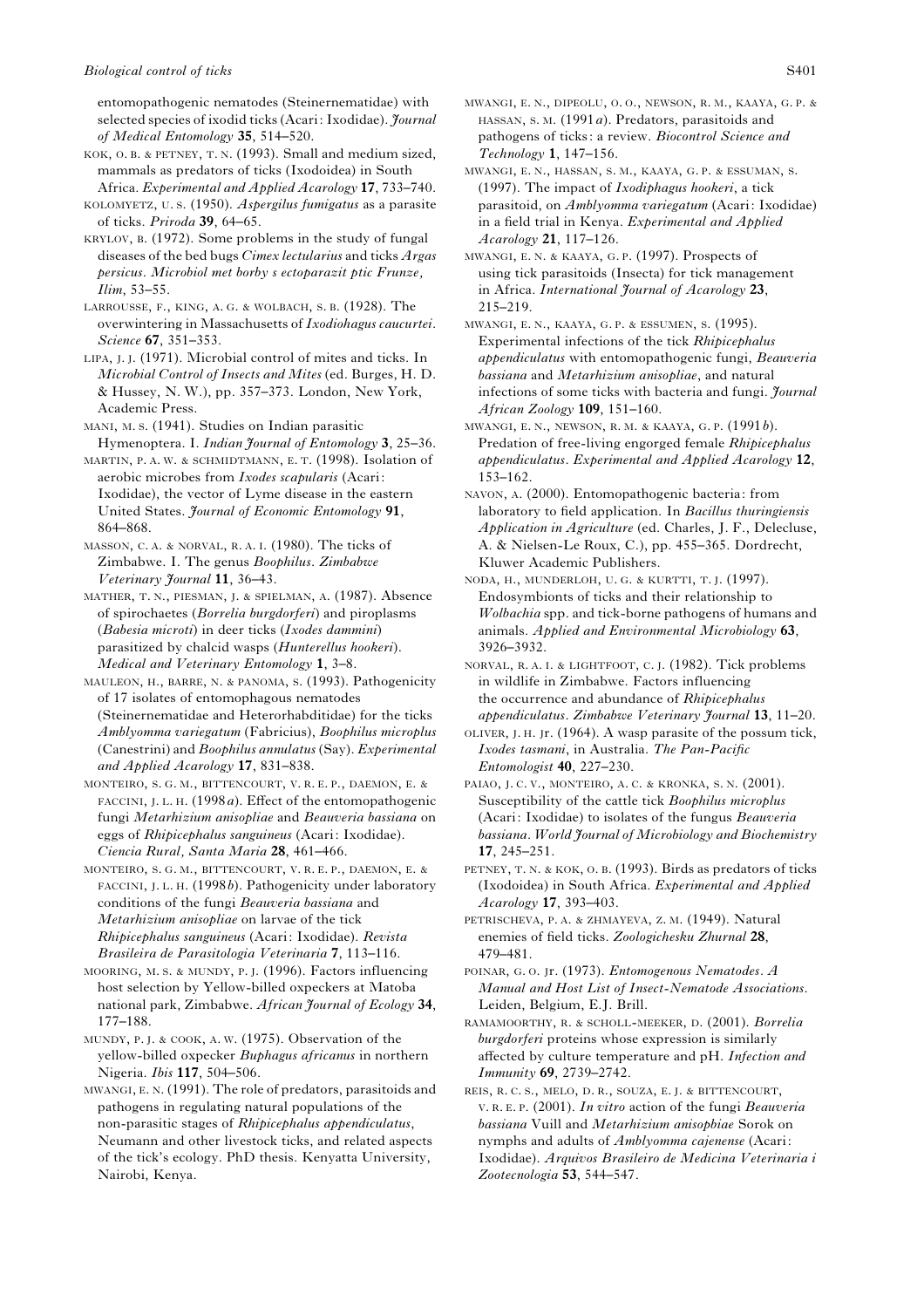entomopathogenic nematodes (Steinernematidae) with selected species of ixodid ticks (Acari: Ixodidae). *Journal of Medical Entomology* **35**, 514–520.

KOK, O. B. & PETNEY, T. N. (1993). Small and medium sized, mammals as predators of ticks (Ixodoidea) in South Africa. *Experimental and Applied Acarology* **17**, 733–740.

KOLOMYETZ, U. S. (1950). *Aspergilus fumigatus* as a parasite of ticks. *Priroda* **39**, 64–65.

KRYLOV, B. (1972). Some problems in the study of fungal diseases of the bed bugs *Cimex lectularius* and ticks *Argas persicus*. *Microbiol met borby s ectoparazit ptic Frunze, Ilim*, 53–55.

LARROUSSE, F., KING, A. G. & WOLBACH, S. B. (1928). The overwintering in Massachusetts of *Ixodiohagus caucurtei*. *Science* **67**, 351–353.

LIPA, J. J. (1971). Microbial control of mites and ticks. In *Microbial Control of Insects and Mites* (ed. Burges, H. D. & Hussey, N. W.), pp. 357–373. London, New York, Academic Press.

MANI, M. S. (1941). Studies on Indian parasitic Hymenoptera. I. *Indian Journal of Entomology* **3**, 25–36.

MARTIN, P. A. W. & SCHMIDTMANN, E. T. (1998). Isolation of aerobic microbes from *Ixodes scapularis* (Acari: Ixodidae), the vector of Lyme disease in the eastern United States. *Journal of Economic Entomology* **91**, 864–868.

MASSON, C. A. & NORVAL, R. A. I. (1980). The ticks of Zimbabwe. I. The genus *Boophilus*. *Zimbabwe Veterinary Journal* **11**, 36–43.

MATHER, T. N., PIESMAN, J. & SPIELMAN, A. (1987). Absence of spirochaetes (*Borrelia burgdorferi*) and piroplasms (*Babesia microti*) in deer ticks (*Ixodes dammini*) parasitized by chalcid wasps (*Hunterellus hookeri*). *Medical and Veterinary Entomology* **1**, 3–8.

MAULEON, H., BARRE, N. & PANOMA, S. (1993). Pathogenicity of 17 isolates of entomophagous nematodes (Steinernematidae and Heterorhabditidae) for the ticks *Amblyomma variegatum* (Fabricius), *Boophilus microplus* (Canestrini) and *Boophilus annulatus* (Say). *Experimental and Applied Acarology* **17**, 831–838.

MONTEIRO, S. G. M., BITTENCOURT, V. R. E. P., DAEMON, E. & FACCINI, J. L. H. (1998*a*). Effect of the entomopathogenic fungi *Metarhizium anisopliae* and *Beauveria bassiana* on eggs of *Rhipicephalus sanguineus* (Acari: Ixodidae). *Ciencia Rural, Santa Maria* **28**, 461–466.

MONTEIRO, S. G. M., BITTENCOURT, V. R. E. P., DAEMON, E. & FACCINI, J. L. H. (1998*b*). Pathogenicity under laboratory conditions of the fungi *Beauveria bassiana* and *Metarhizium anisopliae* on larvae of the tick *Rhipicephalus sanguineus* (Acari: Ixodidae). *Revista Brasileira de Parasitologia Veterinaria* **7**, 113–116.

MOORING, M. S. & MUNDY, P. J. (1996). Factors influencing host selection by Yellow-billed oxpeckers at Matoba national park, Zimbabwe. *African Journal of Ecology* **34**, 177–188.

MUNDY, P. J. & COOK, A. W. (1975). Observation of the yellow-billed oxpecker *Buphagus africanus* in northern Nigeria. *Ibis* **117**, 504–506.

MWANGI, E. N. (1991). The role of predators, parasitoids and pathogens in regulating natural populations of the non-parasitic stages of *Rhipicephalus appendiculatus*, Neumann and other livestock ticks, and related aspects of the tick's ecology. PhD thesis. Kenyatta University, Nairobi, Kenya.

MWANGI, E. N., DIPEOLU, O. O., NEWSON, R. M., KAAYA, G. P. & HASSAN, S. M. (1991*a*). Predators, parasitoids and pathogens of ticks: a review. *Biocontrol Science and Technology* **1**, 147–156.

MWANGI, E. N., HASSAN, S. M., KAAYA, G. P. & ESSUMAN, S. (1997). The impact of *Ixodiphagus hookeri*, a tick parasitoid, on *Amblyomma variegatum* (Acari: Ixodidae) in a field trial in Kenya. *Experimental and Applied Acarology* **21**, 117–126.

MWANGI, E. N. & KAAYA, G. P. (1997). Prospects of using tick parasitoids (Insecta) for tick management in Africa. *International Journal of Acarology* **23**, 215–219.

MWANGI, E. N., KAAYA, G. P. & ESSUMEN, S. (1995). Experimental infections of the tick *Rhipicephalus appendiculatus* with entomopathogenic fungi, *Beauveria bassiana* and *Metarhizium anisopliae*, and natural infections of some ticks with bacteria and fungi. *Journal African Zoology* **109**, 151–160.

MWANGI, E. N., NEWSON, R. M. & KAAYA, G. P. (1991*b*). Predation of free-living engorged female *Rhipicephalus appendiculatus*. *Experimental and Applied Acarology* **12**, 153–162.

NAVON, A. (2000). Entomopathogenic bacteria: from laboratory to field application. In *Bacillus thuringiensis Application in Agriculture* (ed. Charles, J. F., Delecluse, A. & Nielsen-Le Roux, C.), pp. 455–365. Dordrecht, Kluwer Academic Publishers.

NODA, H., MUNDERLOH, U. G. & KURTTI, T. J. (1997). Endosymbionts of ticks and their relationship to *Wolbachia* spp. and tick-borne pathogens of humans and animals. *Applied and Environmental Microbiology* **63**, 3926–3932.

NORVAL, R. A. I. & LIGHTFOOT, C. J. (1982). Tick problems in wildlife in Zimbabwe. Factors influencing the occurrence and abundance of *Rhipicephalus appendiculatus*. *Zimbabwe Veterinary Journal* **13**, 11–20.

OLIVER, J. H. Jr. (1964). A wasp parasite of the possum tick, *Ixodes tasmani*, in Australia. *The Pan-Pacific Entomologist* **40**, 227–230.

PAIAO, J. C. V., MONTEIRO, A. C. & KRONKA, S. N. (2001). Susceptibility of the cattle tick *Boophilus microplus* (Acari: Ixodidae) to isolates of the fungus *Beauveria bassiana*. *World Journal of Microbiology and Biochemistry* **17**, 245–251.

PETNEY, T. N. & KOK, O. B. (1993). Birds as predators of ticks (Ixodoidea) in South Africa. *Experimental and Applied Acarology* **17**, 393–403.

PETRISCHEVA, P. A. & ZHMAYEVA, Z. M. (1949). Natural enemies of field ticks. *Zoologichesku Zhurnal* **28**, 479–481.

POINAR, G. O. Jr. (1973). *Entomogenous Nematodes. A Manual and Host List of Insect-Nematode Associations*. Leiden, Belgium, E.J. Brill.

RAMAMOORTHY, R. & SCHOLL-MEEKER, D. (2001). *Borrelia burgdorferi* proteins whose expression is similarly affected by culture temperature and pH. *Infection and Immunity* **69**, 2739–2742.

REIS, R. C. S., MELO, D. R., SOUZA, E. J. & BITTENCOURT, V. R. E. P. (2001). *In vitro* action of the fungi *Beauveria bassiana* Vuill and *Metarhizium anisophiae* Sorok on nymphs and adults of *Amblyomma cajenense* (Acari: Ixodidae). *Arquivos Brasileiro de Medicina Veterinaria i Zootecnologia* **53**, 544–547.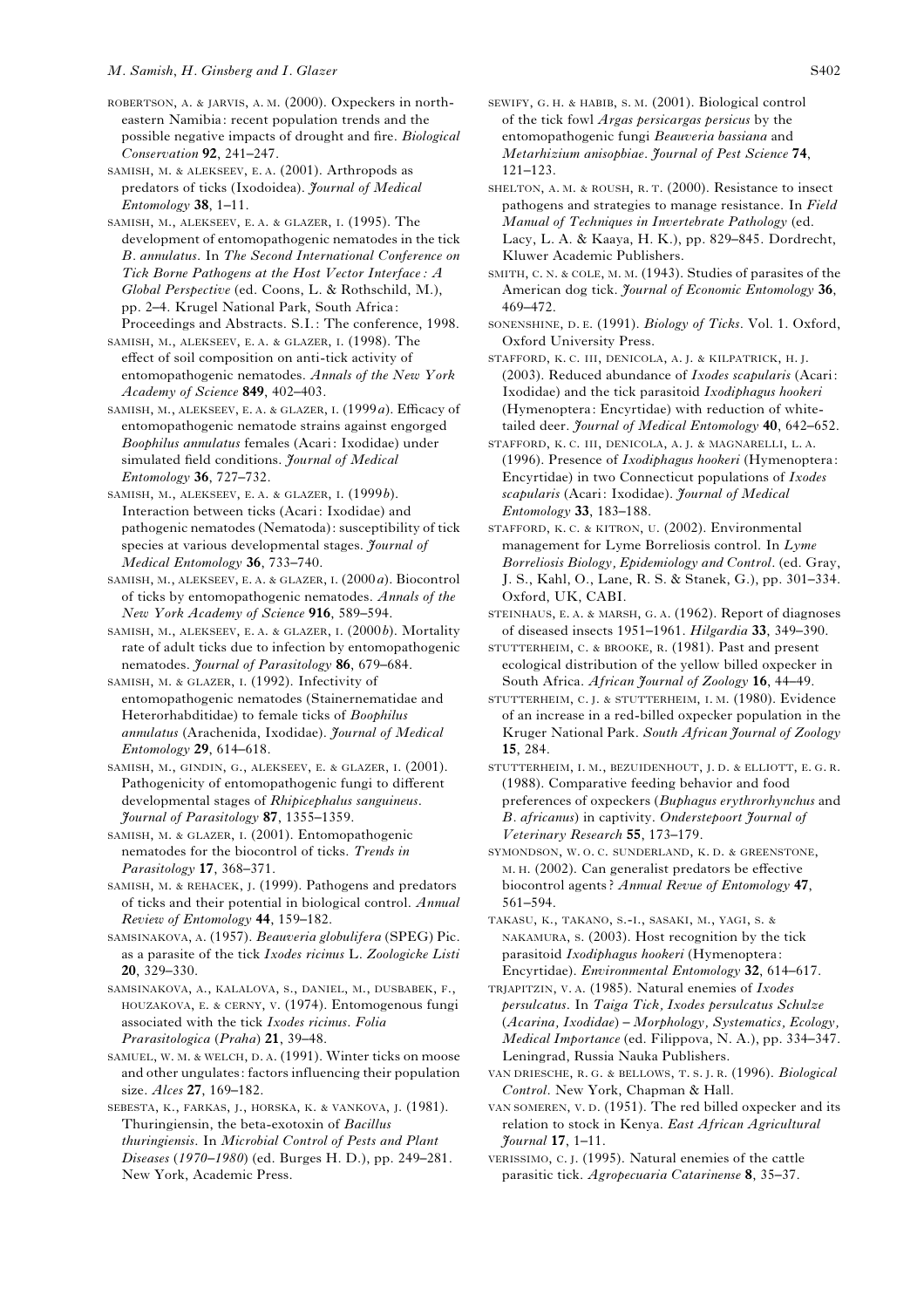ROBERTSON, A. & JARVIS, A. M. (2000). Oxpeckers in north-eastern Namibia: recent population trends and the possible negative impacts of drought and fire. *Biological Conservation* **92**, 241–247.

SAMISH, M. & ALEKSEEV, E. A. (2001). Arthropods as predators of ticks (Ixodoidea). *Journal of Medical Entomology* **38**, 1–11.

SAMISH, M., ALEKSEEV, E. A. & GLAZER, I. (1995). The development of entomopathogenic nematodes in the tick *B. annulatus*. In *The Second International Conference on Tick Borne Pathogens at the Host Vector Interface: A Global Perspective* (ed. Coons, L. & Rothschild, M.), pp. 2–4. Krugel National Park, South Africa: Proceedings and Abstracts. S.I.: The conference, 1998.

SAMISH, M., ALEKSEEV, E. A. & GLAZER, I. (1998). The effect of soil composition on anti-tick activity of entomopathogenic nematodes. *Annals of the New York Academy of Science* **849**, 402–403.

SAMISH, M., ALEKSEEV, E. A. & GLAZER, I. (1999*a*). Efficacy of entomopathogenic nematode strains against engorged *Boophilus annulatus* females (Acari: Ixodidae) under simulated field conditions. *Journal of Medical Entomology* **36**, 727–732.

SAMISH, M., ALEKSEEV, E. A. & GLAZER, I. (1999*b*). Interaction between ticks (Acari: Ixodidae) and pathogenic nematodes (Nematoda): susceptibility of tick species at various developmental stages. *Journal of Medical Entomology* **36**, 733–740.

SAMISH, M., ALEKSEEV, E. A. & GLAZER, I. (2000*a*). Biocontrol of ticks by entomopathogenic nematodes. *Annals of the New York Academy of Science* **916**, 589–594.

SAMISH, M., ALEKSEEV, E. A. & GLAZER, I. (2000*b*). Mortality rate of adult ticks due to infection by entomopathogenic nematodes. *Journal of Parasitology* **86**, 679–684.

SAMISH, M. & GLAZER, I. (1992). Infectivity of entomopathogenic nematodes (Stainernematidae and Heterorhabditidae) to female ticks of *Boophilus annulatus* (Arachenida, Ixodidae). *Journal of Medical Entomology* **29**, 614–618.

SAMISH, M., GINDIN, G., ALEKSEEV, E. & GLAZER, I. (2001). Pathogenicity of entomopathogenic fungi to different developmental stages of *Rhipicephalus sanguineus*. *Journal of Parasitology* **87**, 1355–1359.

SAMISH, M. & GLAZER, I. (2001). Entomopathogenic nematodes for the biocontrol of ticks. *Trends in Parasitology* **17**, 368–371.

SAMISH, M. & REHACEK, J. (1999). Pathogens and predators of ticks and their potential in biological control. *Annual Review of Entomology* **44**, 159–182.

SAMSINAKOVA, A. (1957). *Beauveria globulifera* (SPEG) Pic. as a parasite of the tick *Ixodes ricinus* L. *Zoologicke Listi* **20**, 329–330.

SAMSINAKOVA, A., KALALOVA, S., DANIEL, M., DUSBABEK, F., HOUZAKOVA, E. & CERNY, V. (1974). Entomogenous fungi associated with the tick *Ixodes ricinus*. *Folia Prarasitologica* (*Praha*) **21**, 39–48.

SAMUEL, W. M. & WELCH, D. A. (1991). Winter ticks on moose and other ungulates: factors influencing their population size. *Alces* **27**, 169–182.

SEBESTA, K., FARKAS, J., HORSKA, K. & VANKOVA, J. (1981). Thuringiensin, the beta-exotoxin of *Bacillus thuringiensis*. In *Microbial Control of Pests and Plant Diseases* (*1970–1980*) (ed. Burges H. D.), pp. 249–281. New York, Academic Press.

SEWIFY, G. H. & HABIB, S. M. (2001). Biological control of the tick fowl *Argas persicargas persicus* by the entomopathogenic fungi *Beauveria bassiana* and *Metarhizium anisophiae*. *Journal of Pest Science* **74**, 121–123.

SHELTON, A. M. & ROUSH, R. T. (2000). Resistance to insect pathogens and strategies to manage resistance. In *Field Manual of Techniques in Invertebrate Pathology* (ed. Lacy, L. A. & Kaaya, H. K.), pp. 829–845. Dordrecht, Kluwer Academic Publishers.

SMITH, C. N. & COLE, M. M. (1943). Studies of parasites of the American dog tick. *Journal of Economic Entomology* **36**, 469–472.

SONENSHINE, D. E. (1991). *Biology of Ticks*. Vol. 1. Oxford, Oxford University Press.

STAFFORD, K. C. III, DENICOLA, A. J. & KILPATRICK, H. J. (2003). Reduced abundance of *Ixodes scapularis* (Acari: Ixodidae) and the tick parasitoid *Ixodiphagus hookeri* (Hymenoptera: Encyrtidae) with reduction of white-tailed deer. *Journal of Medical Entomology* **40**, 642–652.

STAFFORD, K. C. III, DENICOLA, A. J. & MAGNARELLI, L. A. (1996). Presence of *Ixodiphagus hookeri* (Hymenoptera: Encyrtidae) in two Connecticut populations of *Ixodes scapularis* (Acari: Ixodidae). *Journal of Medical Entomology* **33**, 183–188.

STAFFORD, K. C. & KITRON, U. (2002). Environmental management for Lyme Borreliosis control. In *Lyme Borreliosis Biology, Epidemiology and Control*. (ed. Gray, J. S., Kahl, O., Lane, R. S. & Stanek, G.), pp. 301–334. Oxford, UK, CABI.

STEINHAUS, E. A. & MARSH, G. A. (1962). Report of diagnoses of diseased insects 1951–1961. *Hilgardia* **33**, 349–390.

STUTTERHEIM, C. & BROOKE, R. (1981). Past and present ecological distribution of the yellow billed oxpecker in South Africa. *African Journal of Zoology* **16**, 44–49.

STUTTERHEIM, C. J. & STUTTERHEIM, I. M. (1980). Evidence of an increase in a red-billed oxpecker population in the Kruger National Park. *South African Journal of Zoology* **15**, 284.

STUTTERHEIM, I. M., BEZUIDENHOUT, J. D. & ELLIOTT, E. G. R. (1988). Comparative feeding behavior and food preferences of oxpeckers (*Buphagus erythrorhynchus* and *B. africanus*) in captivity. *Onderstepoort Journal of Veterinary Research* **55**, 173–179.

SYMONDSON, W. O. C. SUNDERLAND, K. D. & GREENSTONE, M. H. (2002). Can generalist predators be effective biocontrol agents? *Annual Revue of Entomology* **47**, 561–594.

TAKASU, K., TAKANO, S.-I., SASAKI, M., YAGI, S. & NAKAMURA, S. (2003). Host recognition by the tick parasitoid *Ixodiphagus hookeri* (Hymenoptera: Encyrtidae). *Environmental Entomology* **32**, 614–617.

TRJAPITZIN, V. A. (1985). Natural enemies of *Ixodes persulcatus*. In *Taiga Tick, Ixodes persulcatus Schulze* (*Acarina, Ixodidae*) *– Morphology, Systematics, Ecology, Medical Importance* (ed. Filippova, N. A.), pp. 334–347. Leningrad, Russia Nauka Publishers.

VAN DRIESCHE, R. G. & BELLOWS, T. S. J. R. (1996). *Biological Control*. New York, Chapman & Hall.

VAN SOMEREN, V. D. (1951). The red billed oxpecker and its relation to stock in Kenya. *East African Agricultural Journal* **17**, 1–11.

VERISSIMO, C. J. (1995). Natural enemies of the cattle parasitic tick. *Agropecuaria Catarinense* **8**, 35–37.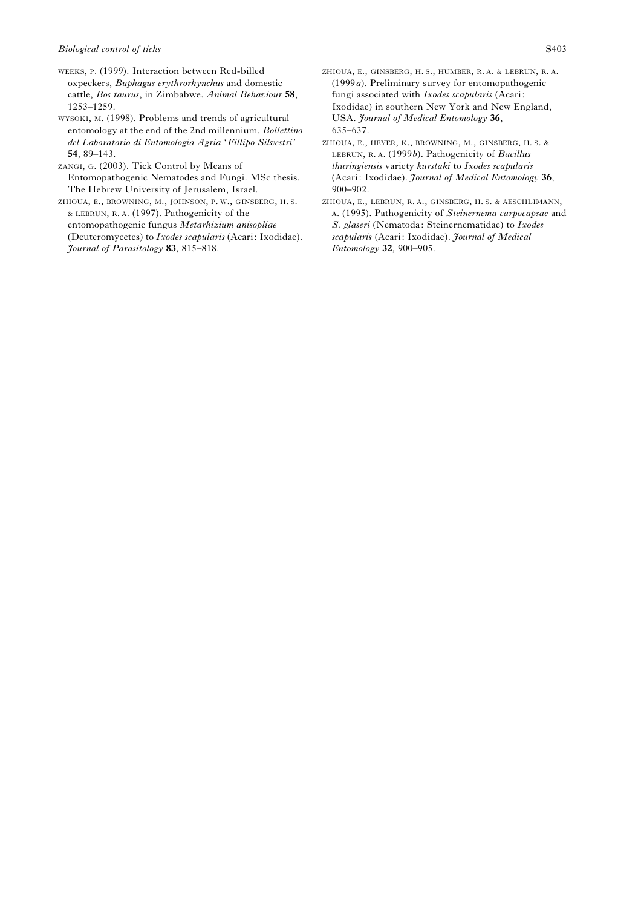WEEKS, P. (1999). Interaction between Red-billed oxpeckers, *Buphagus erythrorhynchus* and domestic cattle, *Bos taurus*, in Zimbabwe. *Animal Behaviour* **58**, 1253–1259.

WYSOKI, M. (1998). Problems and trends of agricultural entomology at the end of the 2nd millennium. *Bollettino del Laboratorio di Entomologia Agria* '*Fillipo Silvestri*' **54**, 89–143.

ZANGI, G. (2003). Tick Control by Means of Entomopathogenic Nematodes and Fungi. MSc thesis. The Hebrew University of Jerusalem, Israel.

ZHIOUA, E., BROWNING, M., JOHNSON, P. W., GINSBERG, H. S. & LEBRUN, R. A. (1997). Pathogenicity of the entomopathogenic fungus *Metarhizium anisopliae* (Deuteromycetes) to *Ixodes scapularis* (Acari: Ixodidae). *Journal of Parasitology* **83**, 815–818.

ZHIOUA, E., GINSBERG, H. S., HUMBER, R. A. & LEBRUN, R. A. (1999*a*). Preliminary survey for entomopathogenic fungi associated with *Ixodes scapularis* (Acari: Ixodidae) in southern New York and New England, USA. *Journal of Medical Entomology* **36**, 635–637.

ZHIOUA, E., HEYER, K., BROWNING, M., GINSBERG, H. S. & LEBRUN, R. A. (1999*b*). Pathogenicity of *Bacillus thuringiensis* variety *kurstaki* to *Ixodes scapularis* (Acari: Ixodidae). *Journal of Medical Entomology* **36**, 900–902.

ZHIOUA, E., LEBRUN, R. A., GINSBERG, H. S. & AESCHLIMANN, A. (1995). Pathogenicity of *Steinernema carpocapsae* and *S. glaseri* (Nematoda: Steinernematidae) to *Ixodes scapularis* (Acari: Ixodidae). *Journal of Medical Entomology* **32**, 900–905.